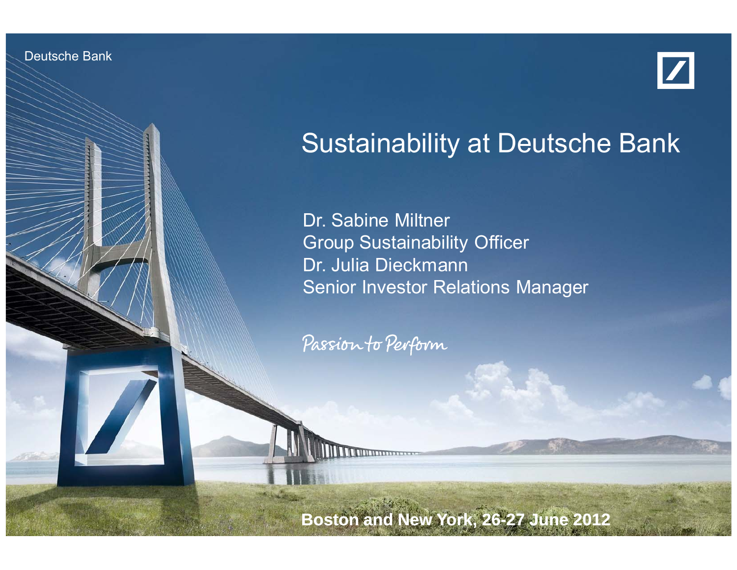Deutsche Bank

# Sustainability at Deutsche Bank

Dr. Sabine Miltner
Group Sustainability Officer
Dr. Julia Dieckmann
Senior Investor Relations Manager

*Passion to Perform*

**Boston and New York, 26-27 June 2012**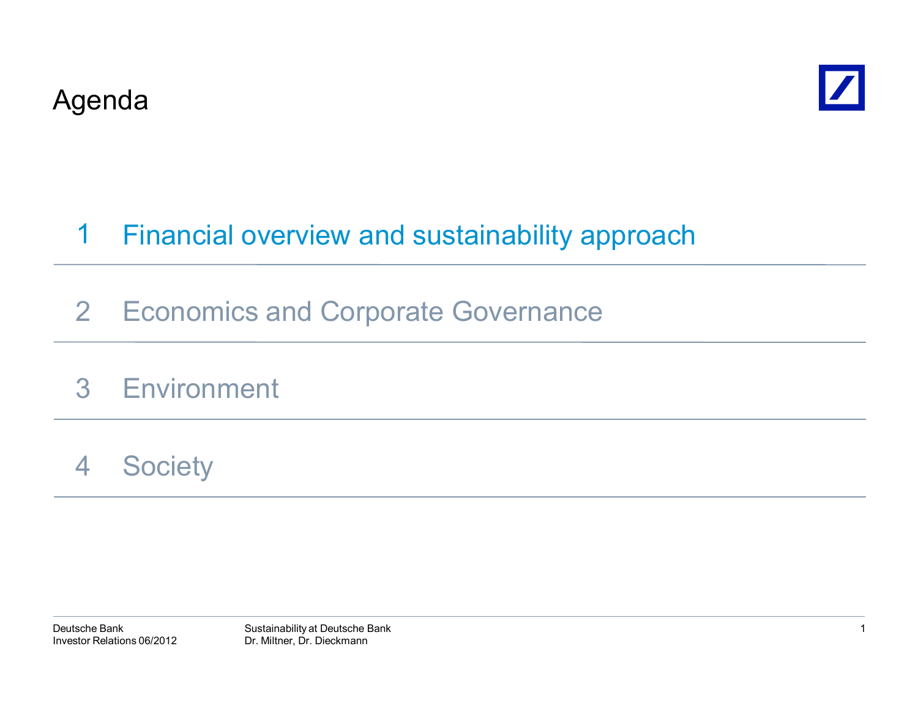# Agenda

1 Financial overview and sustainability approach

2 Economics and Corporate Governance

3 Environment

4 Society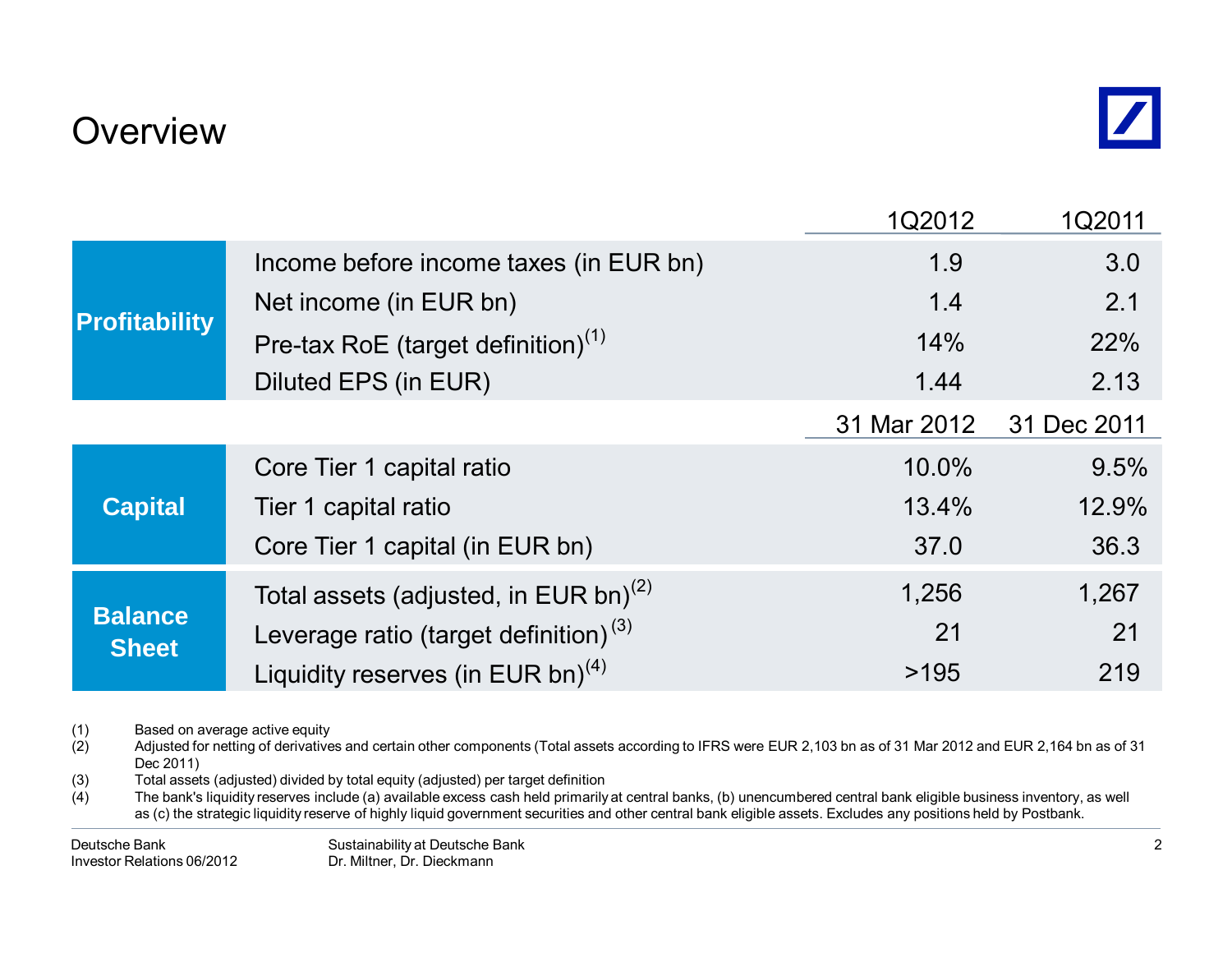# Overview

| | | 1Q2012 | 1Q2011 |
|---|---|---|---|
| **Profitability** | Income before income taxes (in EUR bn) | 1.9 | 3.0 |
| | Net income (in EUR bn) | 1.4 | 2.1 |
| | Pre-tax RoE (target definition)[1] | 14% | 22% |
| | Diluted EPS (in EUR) | 1.44 | 2.13 |
| | | **31 Mar 2012** | **31 Dec 2011** |
| **Capital** | Core Tier 1 capital ratio | 10.0% | 9.5% |
| | Tier 1 capital ratio | 13.4% | 12.9% |
| | Core Tier 1 capital (in EUR bn) | 37.0 | 36.3 |
| **Balance Sheet** | Total assets (adjusted, in EUR bn)[2] | 1,256 | 1,267 |
| | Leverage ratio (target definition)[3] | 21 | 21 |
| | Liquidity reserves (in EUR bn)[4] | >195 | 219 |

(1) Based on average active equity

(2) Adjusted for netting of derivatives and certain other components (Total assets according to IFRS were EUR 2,103 bn as of 31 Mar 2012 and EUR 2,164 bn as of 31 Dec 2011)

(3) Total assets (adjusted) divided by total equity (adjusted) per target definition

(4) The bank's liquidity reserves include (a) available excess cash held primarily at central banks, (b) unencumbered central bank eligible business inventory, as well as (c) the strategic liquidity reserve of highly liquid government securities and other central bank eligible assets. Excludes any positions held by Postbank.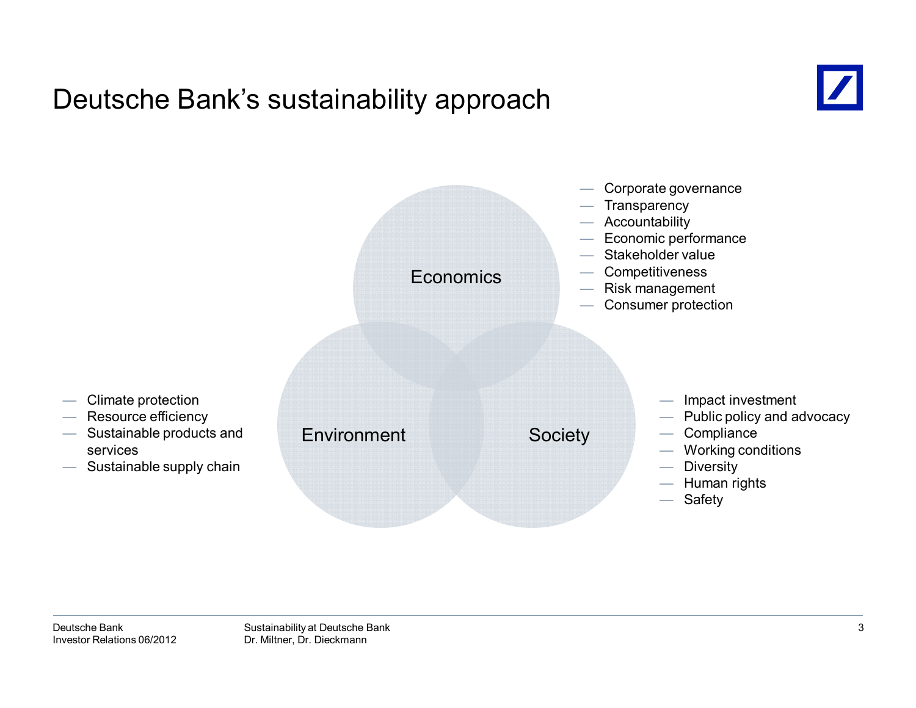# Deutsche Bank's sustainability approach

**Economics**

- Corporate governance
- Transparency
- Accountability
- Economic performance
- Stakeholder value
- Competitiveness
- Risk management
- Consumer protection

**Environment**

- Climate protection
- Resource efficiency
- Sustainable products and services
- Sustainable supply chain

**Society**

- Impact investment
- Public policy and advocacy
- Compliance
- Working conditions
- Diversity
- Human rights
- Safety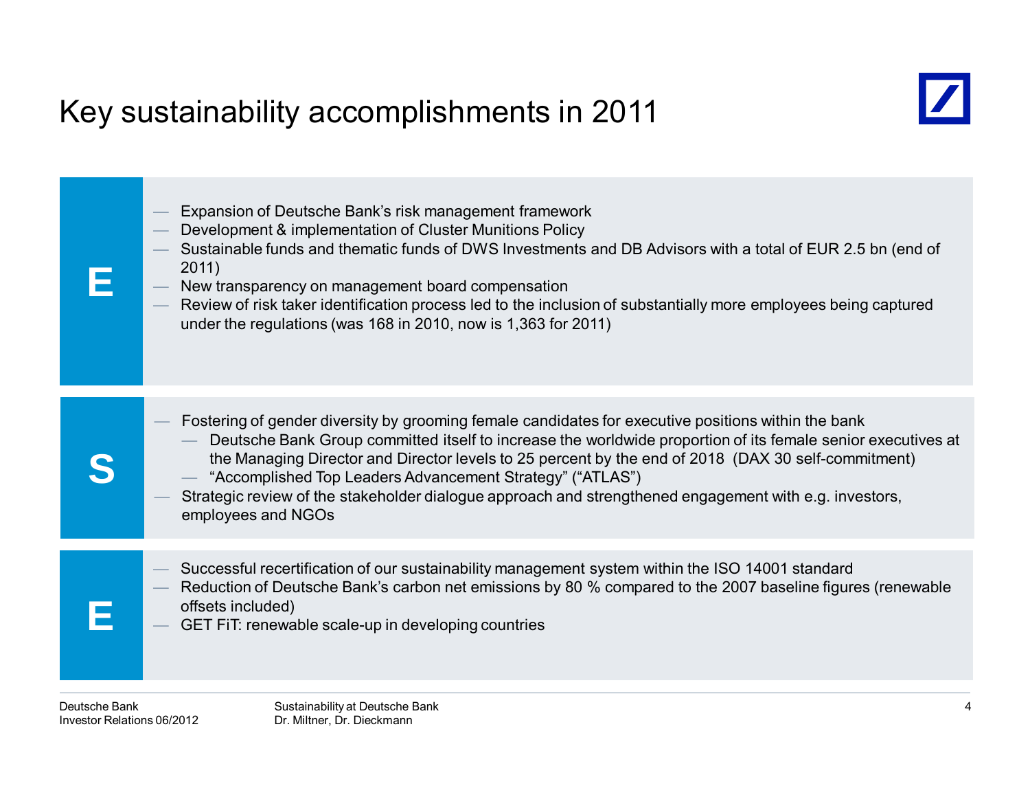# Key sustainability accomplishments in 2011

**E**

- Expansion of Deutsche Bank's risk management framework
- Development & implementation of Cluster Munitions Policy
- Sustainable funds and thematic funds of DWS Investments and DB Advisors with a total of EUR 2.5 bn (end of 2011)
- New transparency on management board compensation
- Review of risk taker identification process led to the inclusion of substantially more employees being captured under the regulations (was 168 in 2010, now is 1,363 for 2011)

**S**

- Fostering of gender diversity by grooming female candidates for executive positions within the bank
  - Deutsche Bank Group committed itself to increase the worldwide proportion of its female senior executives at the Managing Director and Director levels to 25 percent by the end of 2018 (DAX 30 self-commitment)
  - "Accomplished Top Leaders Advancement Strategy" ("ATLAS")
- Strategic review of the stakeholder dialogue approach and strengthened engagement with e.g. investors, employees and NGOs

**E**

- Successful recertification of our sustainability management system within the ISO 14001 standard
- Reduction of Deutsche Bank's carbon net emissions by 80 % compared to the 2007 baseline figures (renewable offsets included)
- GET FiT: renewable scale-up in developing countries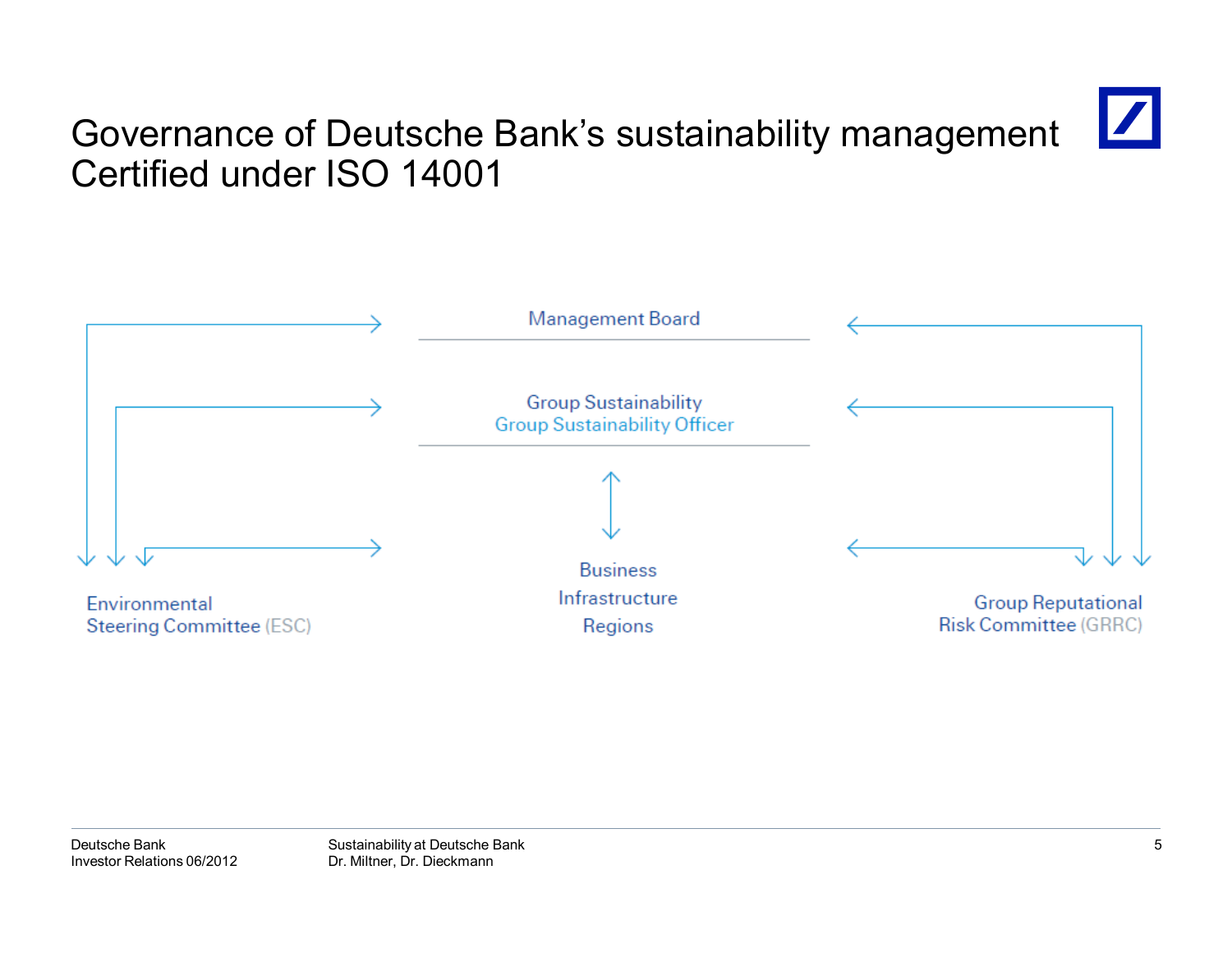# Governance of Deutsche Bank's sustainability management Certified under ISO 14001

Management Board

Group Sustainability
Group Sustainability Officer

Business
Infrastructure
Regions

Environmental
Steering Committee (ESC)

Group Reputational
Risk Committee (GRRC)

Deutsche Bank
Investor Relations 06/2012

Sustainability at Deutsche Bank
Dr. Miltner, Dr. Dieckmann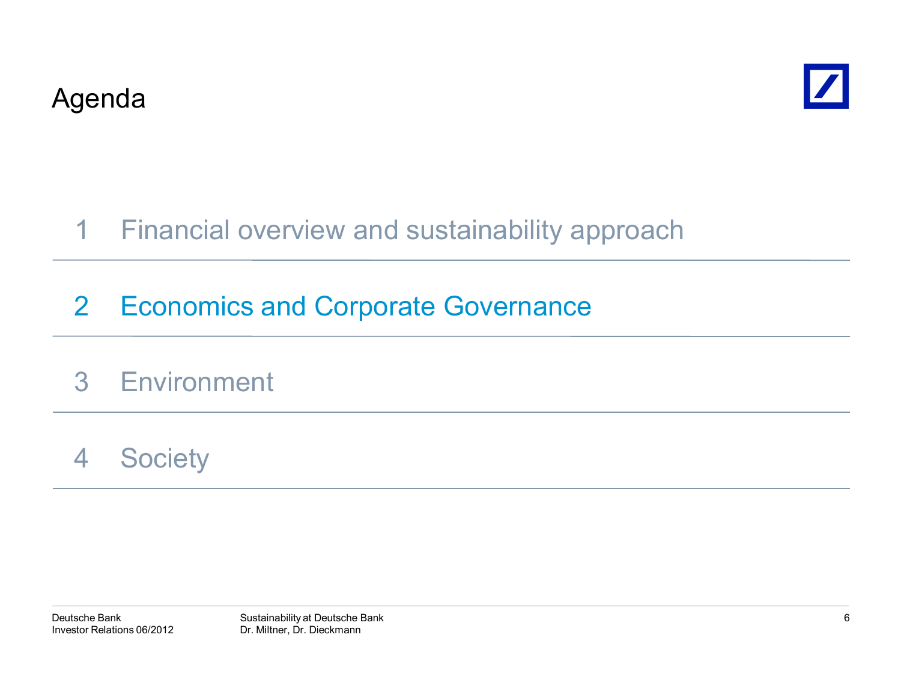# Agenda

1 Financial overview and sustainability approach

2 Economics and Corporate Governance

3 Environment

4 Society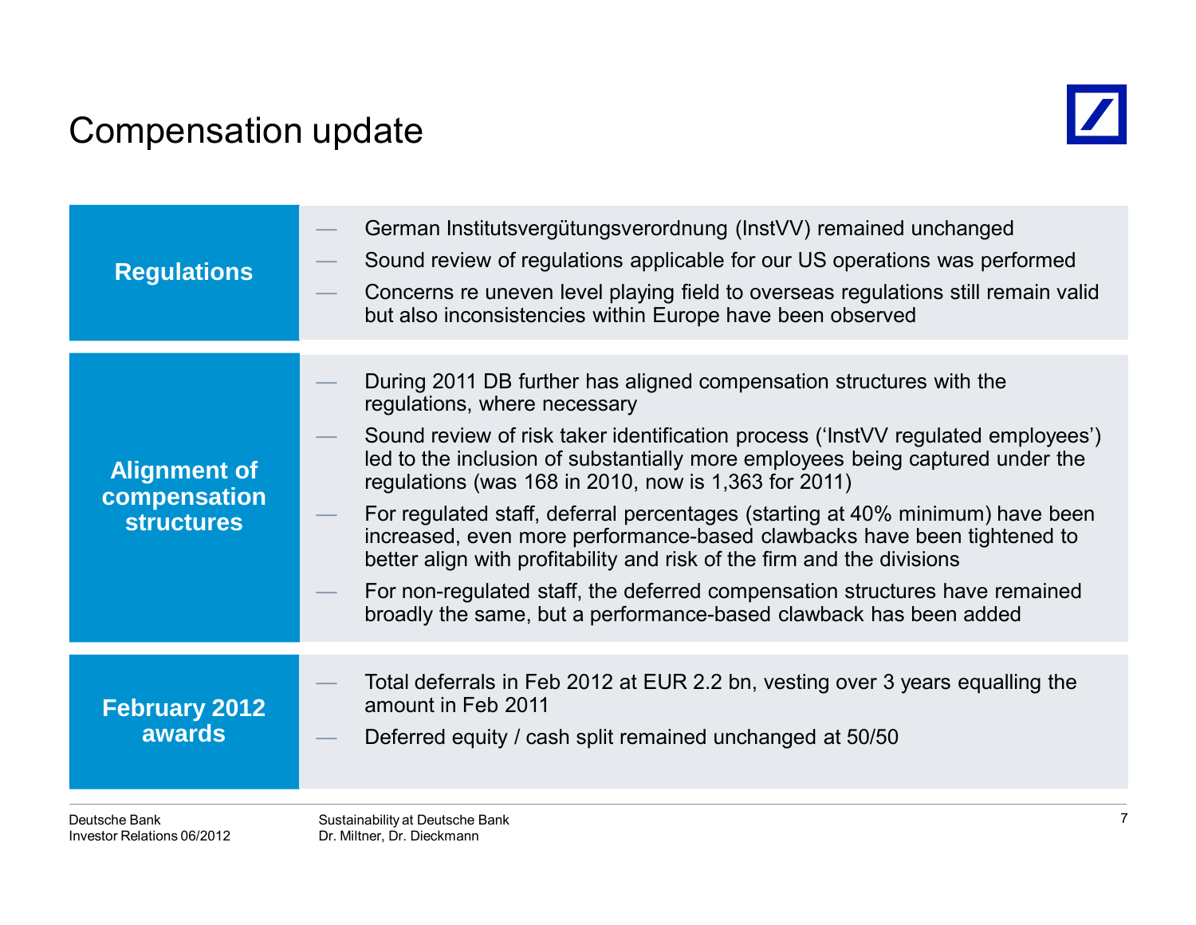# Compensation update

## Regulations

- German Institutsvergütungsverordnung (InstVV) remained unchanged
- Sound review of regulations applicable for our US operations was performed
- Concerns re uneven level playing field to overseas regulations still remain valid but also inconsistencies within Europe have been observed

## Alignment of compensation structures

- During 2011 DB further has aligned compensation structures with the regulations, where necessary
- Sound review of risk taker identification process ('InstVV regulated employees') led to the inclusion of substantially more employees being captured under the regulations (was 168 in 2010, now is 1,363 for 2011)
- For regulated staff, deferral percentages (starting at 40% minimum) have been increased, even more performance-based clawbacks have been tightened to better align with profitability and risk of the firm and the divisions
- For non-regulated staff, the deferred compensation structures have remained broadly the same, but a performance-based clawback has been added

## February 2012 awards

- Total deferrals in Feb 2012 at EUR 2.2 bn, vesting over 3 years equalling the amount in Feb 2011
- Deferred equity / cash split remained unchanged at 50/50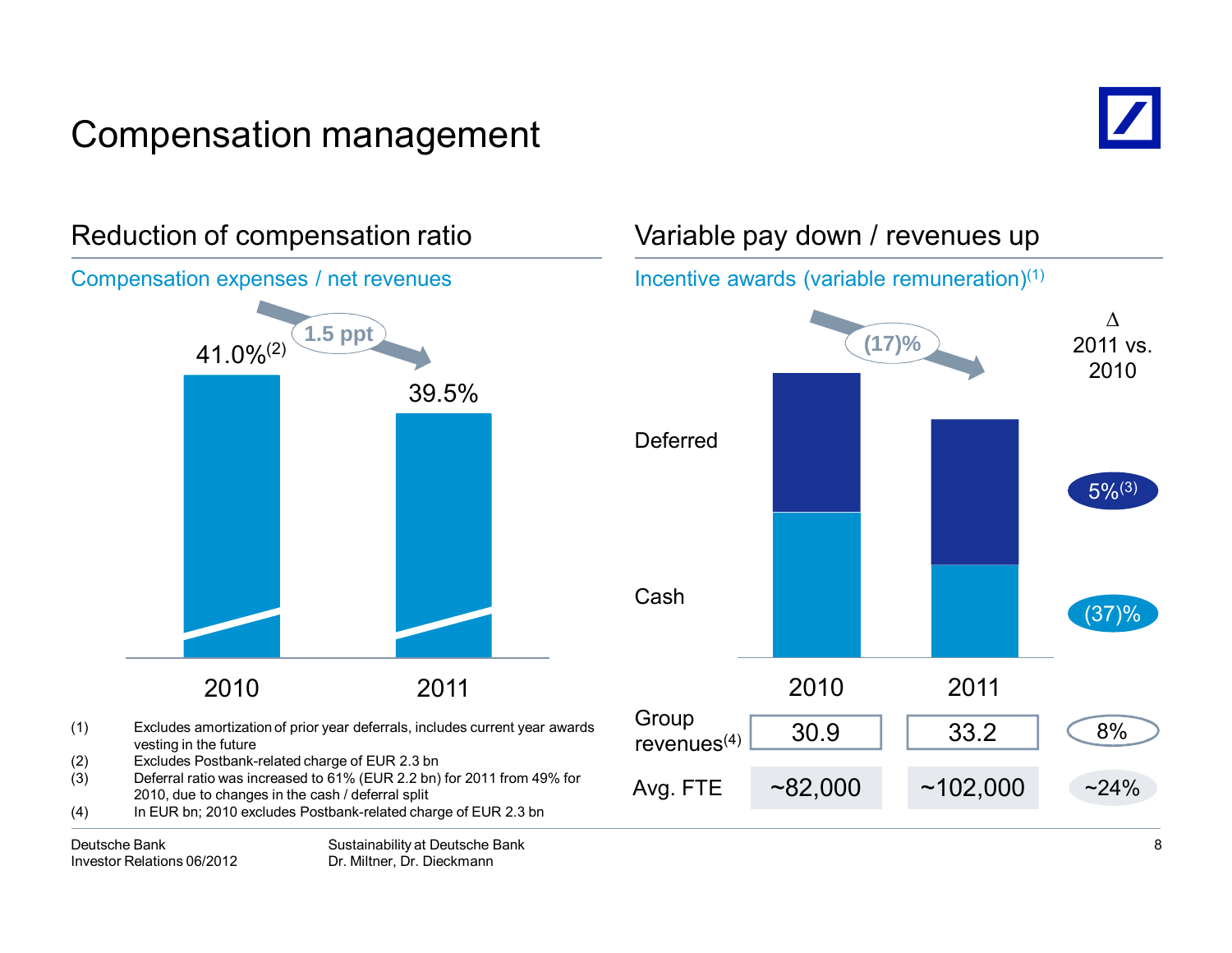# Compensation management

## Reduction of compensation ratio

### Compensation expenses / net revenues

| | 2010 | 2011 |
|---|---|---|
| Compensation ratio | 41.0%[2] | 39.5% |

Change: 1.5 ppt

## Variable pay down / revenues up

### Incentive awards (variable remuneration)[1]

| | 2010 | 2011 | Δ 2011 vs. 2010 |
|---|---|---|---|
| Total | | | (17)% |
| Deferred | | | 5%[3] |
| Cash | | | (37)% |
| Group revenues[4] | 30.9 | 33.2 | 8% |
| Avg. FTE | ~82,000 | ~102,000 | ~24% |

(1) Excludes amortization of prior year deferrals, includes current year awards vesting in the future
(2) Excludes Postbank-related charge of EUR 2.3 bn
(3) Deferral ratio was increased to 61% (EUR 2.2 bn) for 2011 from 49% for 2010, due to changes in the cash / deferral split
(4) In EUR bn; 2010 excludes Postbank-related charge of EUR 2.3 bn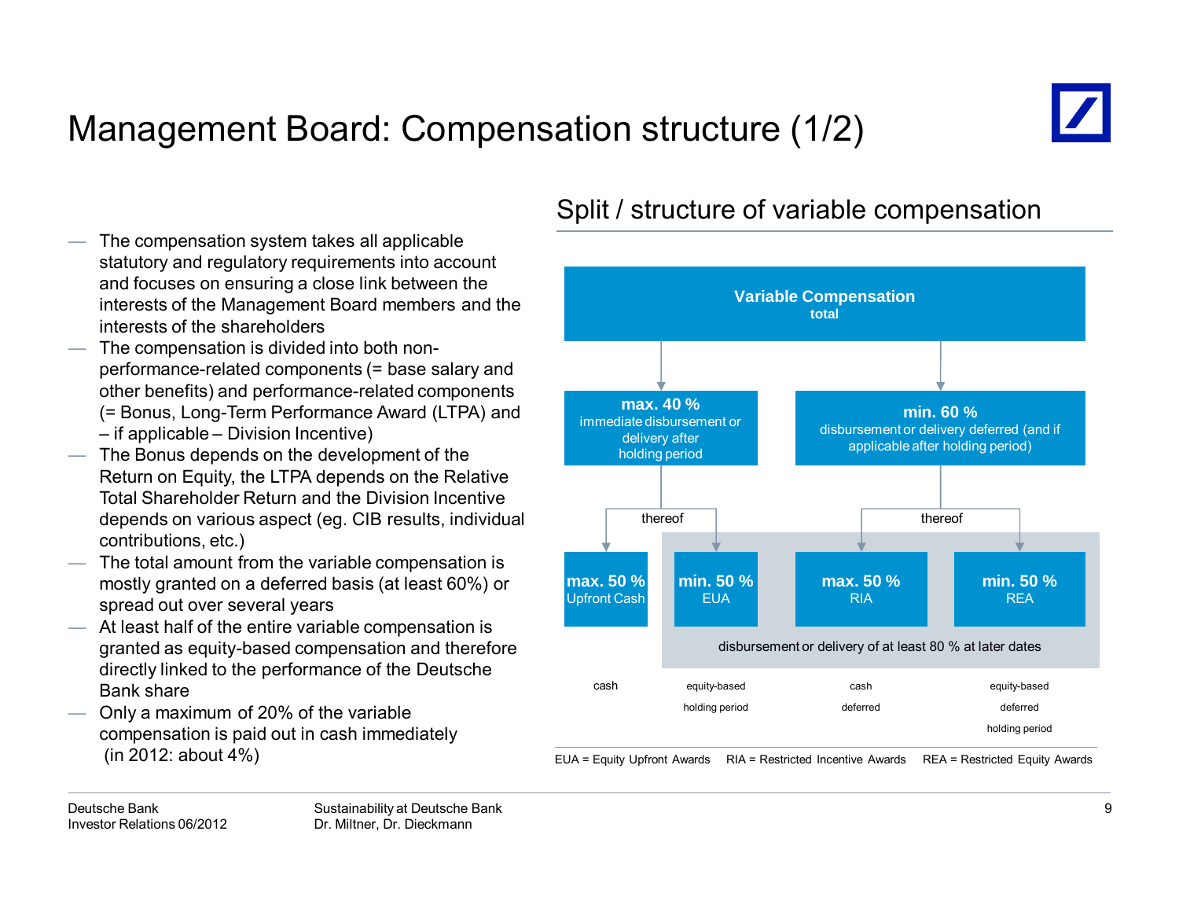# Management Board: Compensation structure (1/2)

- The compensation system takes all applicable statutory and regulatory requirements into account and focuses on ensuring a close link between the interests of the Management Board members and the interests of the shareholders
- The compensation is divided into both non-performance-related components (= base salary and other benefits) and performance-related components (= Bonus, Long-Term Performance Award (LTPA) and – if applicable – Division Incentive)
- The Bonus depends on the development of the Return on Equity, the LTPA depends on the Relative Total Shareholder Return and the Division Incentive depends on various aspect (eg. CIB results, individual contributions, etc.)
- The total amount from the variable compensation is mostly granted on a deferred basis (at least 60%) or spread out over several years
- At least half of the entire variable compensation is granted as equity-based compensation and therefore directly linked to the performance of the Deutsche Bank share
- Only a maximum of 20% of the variable compensation is paid out in cash immediately (in 2012: about 4%)

## Split / structure of variable compensation

**Variable Compensation** total

- **max. 40 %** immediate disbursement or delivery after holding period
  - thereof:
    - **max. 50 %** Upfront Cash — cash
    - **min. 50 %** EUA — equity-based, holding period
- **min. 60 %** disbursement or delivery deferred (and if applicable after holding period)
  - thereof:
    - **max. 50 %** RIA — cash, deferred
    - **min. 50 %** REA — equity-based, deferred, holding period

EUA, RIA and REA: disbursement or delivery of at least 80 % at later dates

EUA = Equity Upfront Awards  RIA = Restricted Incentive Awards  REA = Restricted Equity Awards

Deutsche Bank
Investor Relations 06/2012

Sustainability at Deutsche Bank
Dr. Miltner, Dr. Dieckmann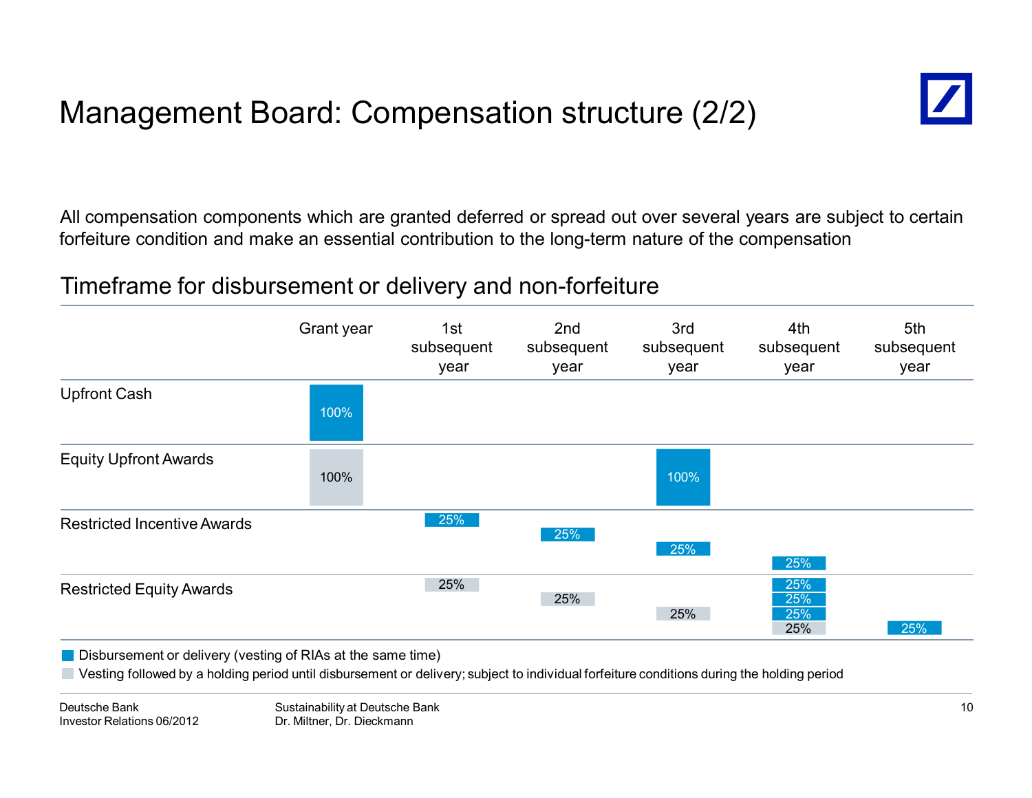# Management Board: Compensation structure (2/2)

All compensation components which are granted deferred or spread out over several years are subject to certain forfeiture condition and make an essential contribution to the long-term nature of the compensation

## Timeframe for disbursement or delivery and non-forfeiture

| | Grant year | 1st subsequent year | 2nd subsequent year | 3rd subsequent year | 4th subsequent year | 5th subsequent year |
|---|---|---|---|---|---|---|
| Upfront Cash | 100% (disbursement) | | | | | |
| Equity Upfront Awards | 100% (vesting) | | | 100% (delivery) | | |
| Restricted Incentive Awards | | 25% (disbursement) | 25% (disbursement) | 25% (disbursement) | 25% (disbursement) | |
| Restricted Equity Awards | | 25% (vesting) | 25% (vesting) | 25% (vesting) | 25% (vesting); 25%, 25%, 25% (delivery) | 25% (delivery) |

- Disbursement or delivery (vesting of RIAs at the same time)
- Vesting followed by a holding period until disbursement or delivery; subject to individual forfeiture conditions during the holding period

Deutsche Bank
Investor Relations 06/2012

Sustainability at Deutsche Bank
Dr. Miltner, Dr. Dieckmann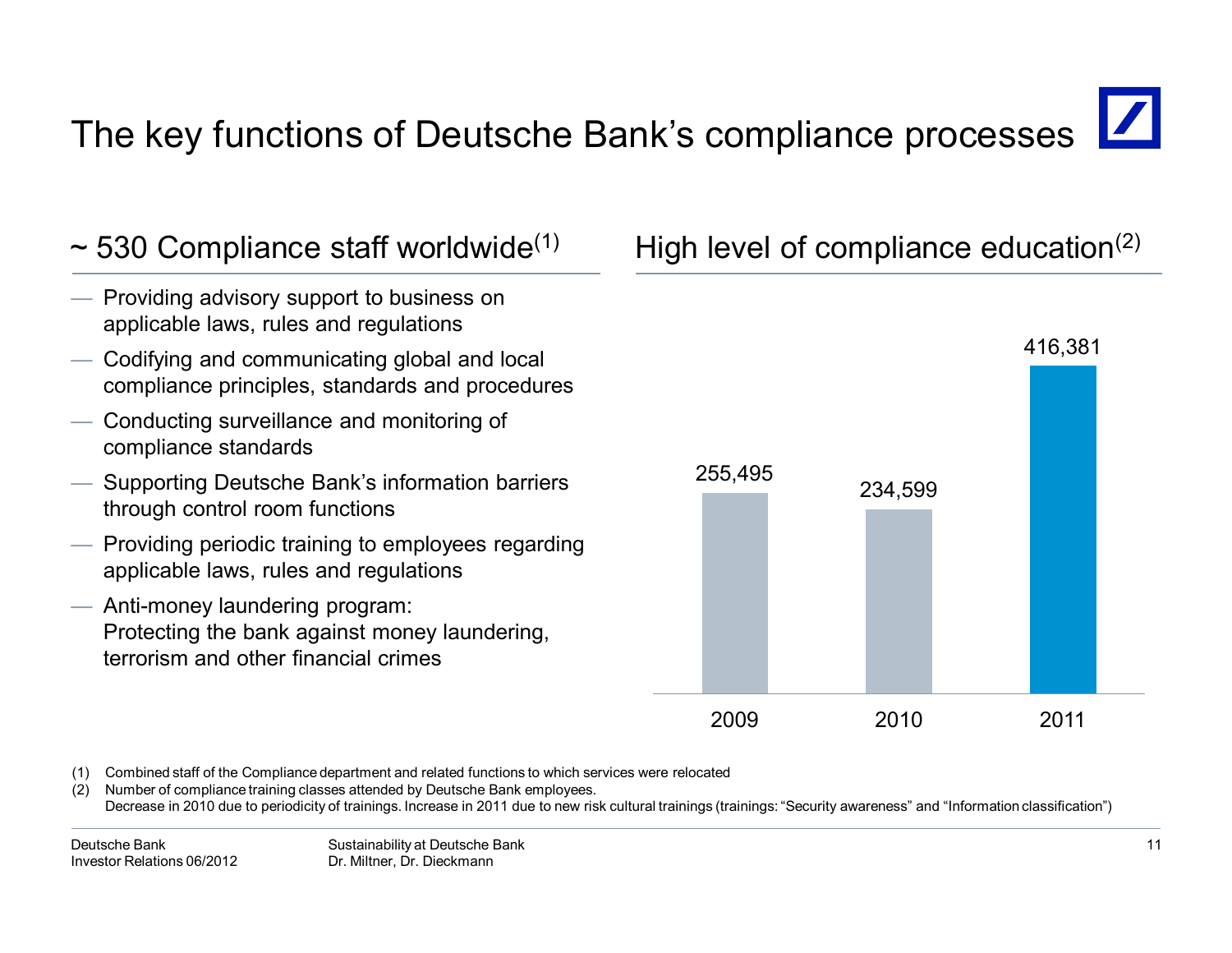# The key functions of Deutsche Bank's compliance processes

## ~ 530 Compliance staff worldwide[1]

- Providing advisory support to business on applicable laws, rules and regulations
- Codifying and communicating global and local compliance principles, standards and procedures
- Conducting surveillance and monitoring of compliance standards
- Supporting Deutsche Bank's information barriers through control room functions
- Providing periodic training to employees regarding applicable laws, rules and regulations
- Anti-money laundering program: Protecting the bank against money laundering, terrorism and other financial crimes

## High level of compliance education[2]

| Year | Value |
|---|---|
| 2009 | 255,495 |
| 2010 | 234,599 |
| 2011 | 416,381 |

(1) Combined staff of the Compliance department and related functions to which services were relocated

(2) Number of compliance training classes attended by Deutsche Bank employees. Decrease in 2010 due to periodicity of trainings. Increase in 2011 due to new risk cultural trainings (trainings: "Security awareness" and "Information classification")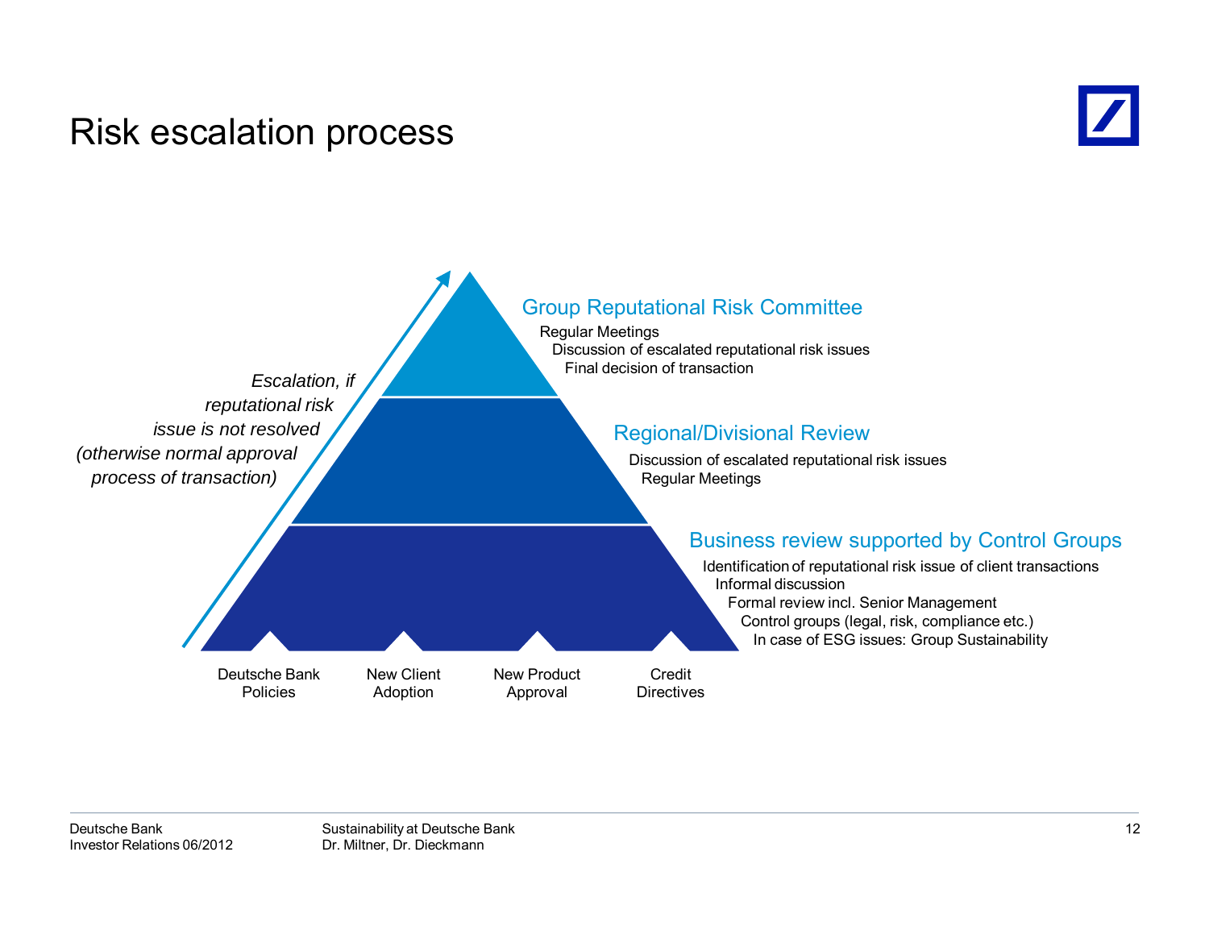# Risk escalation process

*Escalation, if reputational risk issue is not resolved (otherwise normal approval process of transaction)*

### Group Reputational Risk Committee

- Regular Meetings
- Discussion of escalated reputational risk issues
- Final decision of transaction

### Regional/Divisional Review

- Discussion of escalated reputational risk issues
- Regular Meetings

### Business review supported by Control Groups

- Identification of reputational risk issue of client transactions
- Informal discussion
- Formal review incl. Senior Management
- Control groups (legal, risk, compliance etc.)
- In case of ESG issues: Group Sustainability

Deutsche Bank Policies | New Client Adoption | New Product Approval | Credit Directives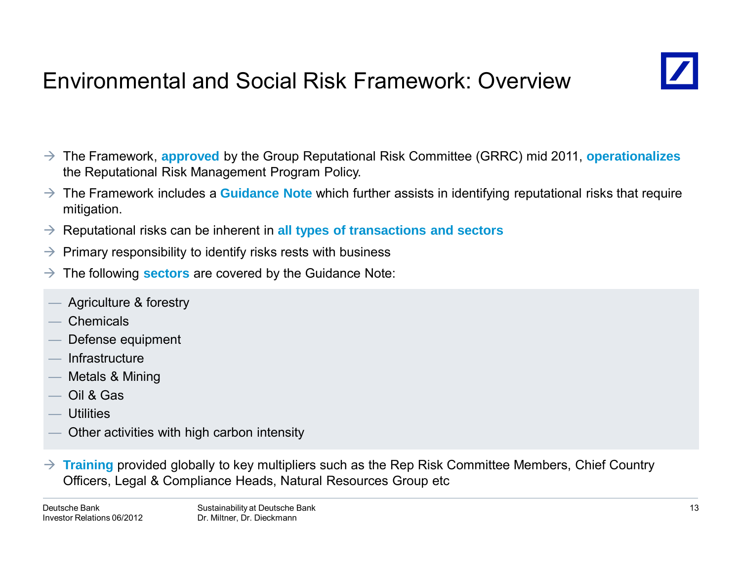# Environmental and Social Risk Framework: Overview

- The Framework, **approved** by the Group Reputational Risk Committee (GRRC) mid 2011, **operationalizes** the Reputational Risk Management Program Policy.
- The Framework includes a **Guidance Note** which further assists in identifying reputational risks that require mitigation.
- Reputational risks can be inherent in **all types of transactions and sectors**
- Primary responsibility to identify risks rests with business
- The following **sectors** are covered by the Guidance Note:
  - Agriculture & forestry
  - Chemicals
  - Defense equipment
  - Infrastructure
  - Metals & Mining
  - Oil & Gas
  - Utilities
  - Other activities with high carbon intensity
- **Training** provided globally to key multipliers such as the Rep Risk Committee Members, Chief Country Officers, Legal & Compliance Heads, Natural Resources Group etc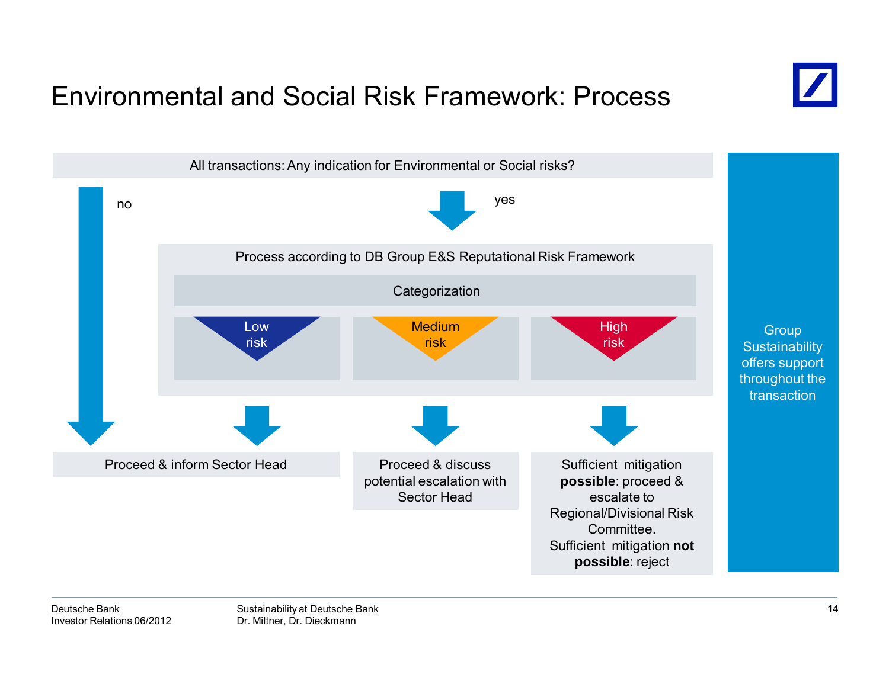# Environmental and Social Risk Framework: Process

All transactions: Any indication for Environmental or Social risks?

- **no** → Proceed & inform Sector Head
- **yes** → Process according to DB Group E&S Reputational Risk Framework

**Categorization**

| Low risk | Medium risk | High risk |
|---|---|---|
| Proceed & inform Sector Head | Proceed & discuss potential escalation with Sector Head | Sufficient mitigation **possible**: proceed & escalate to Regional/Divisional Risk Committee. Sufficient mitigation **not possible**: reject |

Group Sustainability offers support throughout the transaction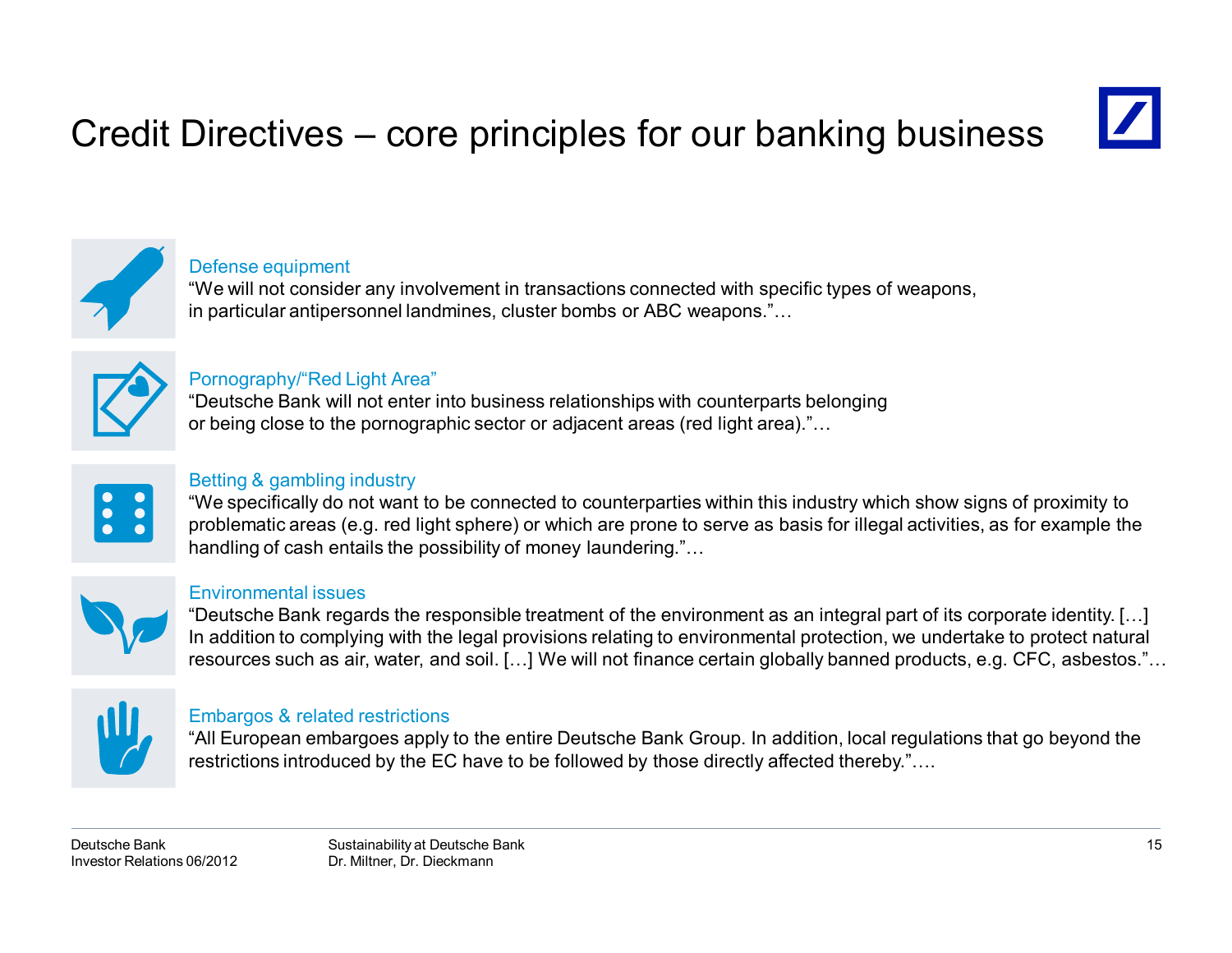# Credit Directives – core principles for our banking business

### Defense equipment

"We will not consider any involvement in transactions connected with specific types of weapons, in particular antipersonnel landmines, cluster bombs or ABC weapons."…

### Pornography/"Red Light Area"

"Deutsche Bank will not enter into business relationships with counterparts belonging or being close to the pornographic sector or adjacent areas (red light area)."…

### Betting & gambling industry

"We specifically do not want to be connected to counterparties within this industry which show signs of proximity to problematic areas (e.g. red light sphere) or which are prone to serve as basis for illegal activities, as for example the handling of cash entails the possibility of money laundering."…

### Environmental issues

"Deutsche Bank regards the responsible treatment of the environment as an integral part of its corporate identity. […] In addition to complying with the legal provisions relating to environmental protection, we undertake to protect natural resources such as air, water, and soil. […] We will not finance certain globally banned products, e.g. CFC, asbestos."…

### Embargos & related restrictions

"All European embargoes apply to the entire Deutsche Bank Group. In addition, local regulations that go beyond the restrictions introduced by the EC have to be followed by those directly affected thereby."….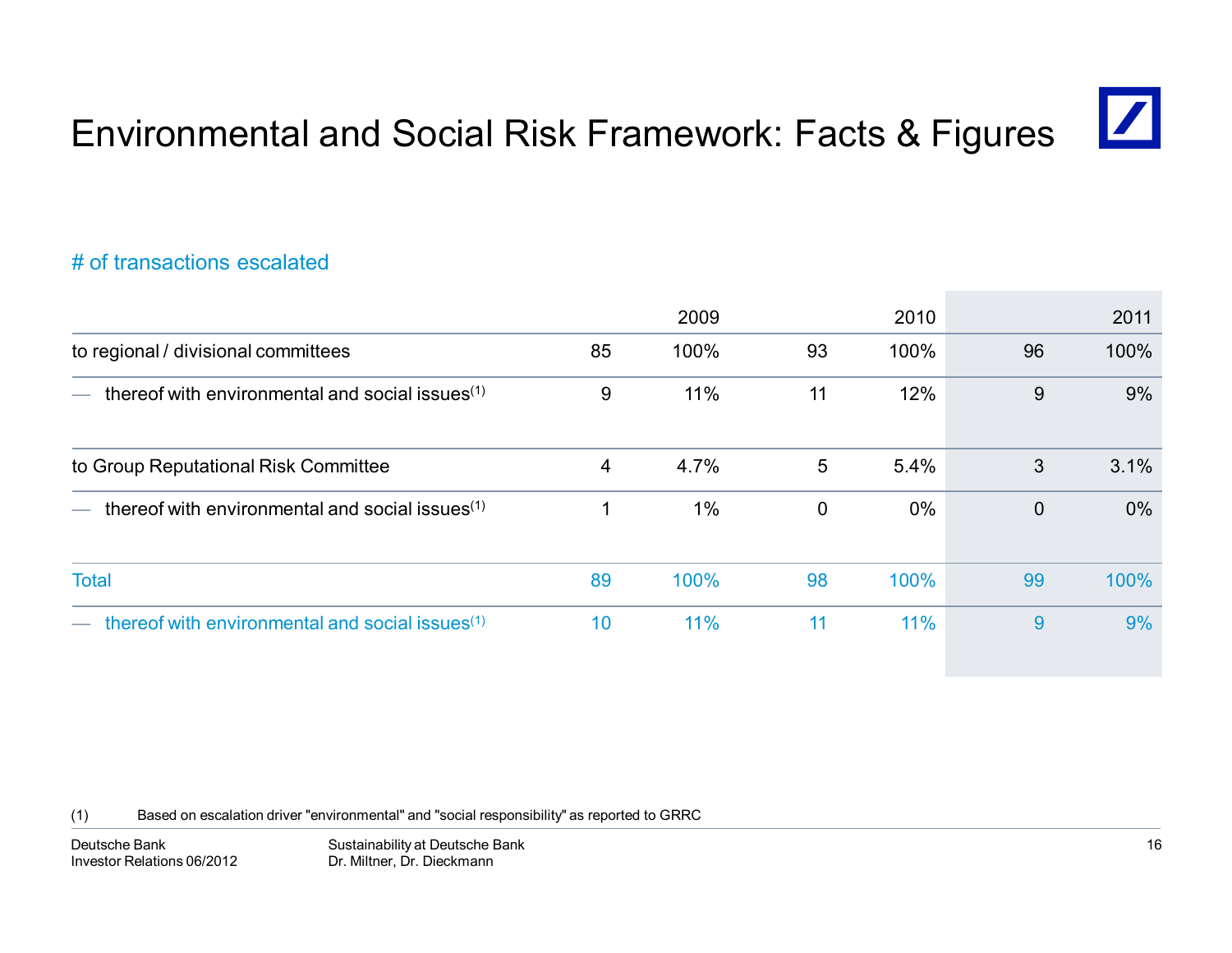# Environmental and Social Risk Framework: Facts & Figures

## # of transactions escalated

| | 2009 | | 2010 | | 2011 | |
|---|---|---|---|---|---|---|
| to regional / divisional committees | 85 | 100% | 93 | 100% | 96 | 100% |
| — thereof with environmental and social issues[(1)] | 9 | 11% | 11 | 12% | 9 | 9% |
| to Group Reputational Risk Committee | 4 | 4.7% | 5 | 5.4% | 3 | 3.1% |
| — thereof with environmental and social issues[(1)] | 1 | 1% | 0 | 0% | 0 | 0% |
| Total | 89 | 100% | 98 | 100% | 99 | 100% |
| — thereof with environmental and social issues[(1)] | 10 | 11% | 11 | 11% | 9 | 9% |

(1) Based on escalation driver "environmental" and "social responsibility" as reported to GRRC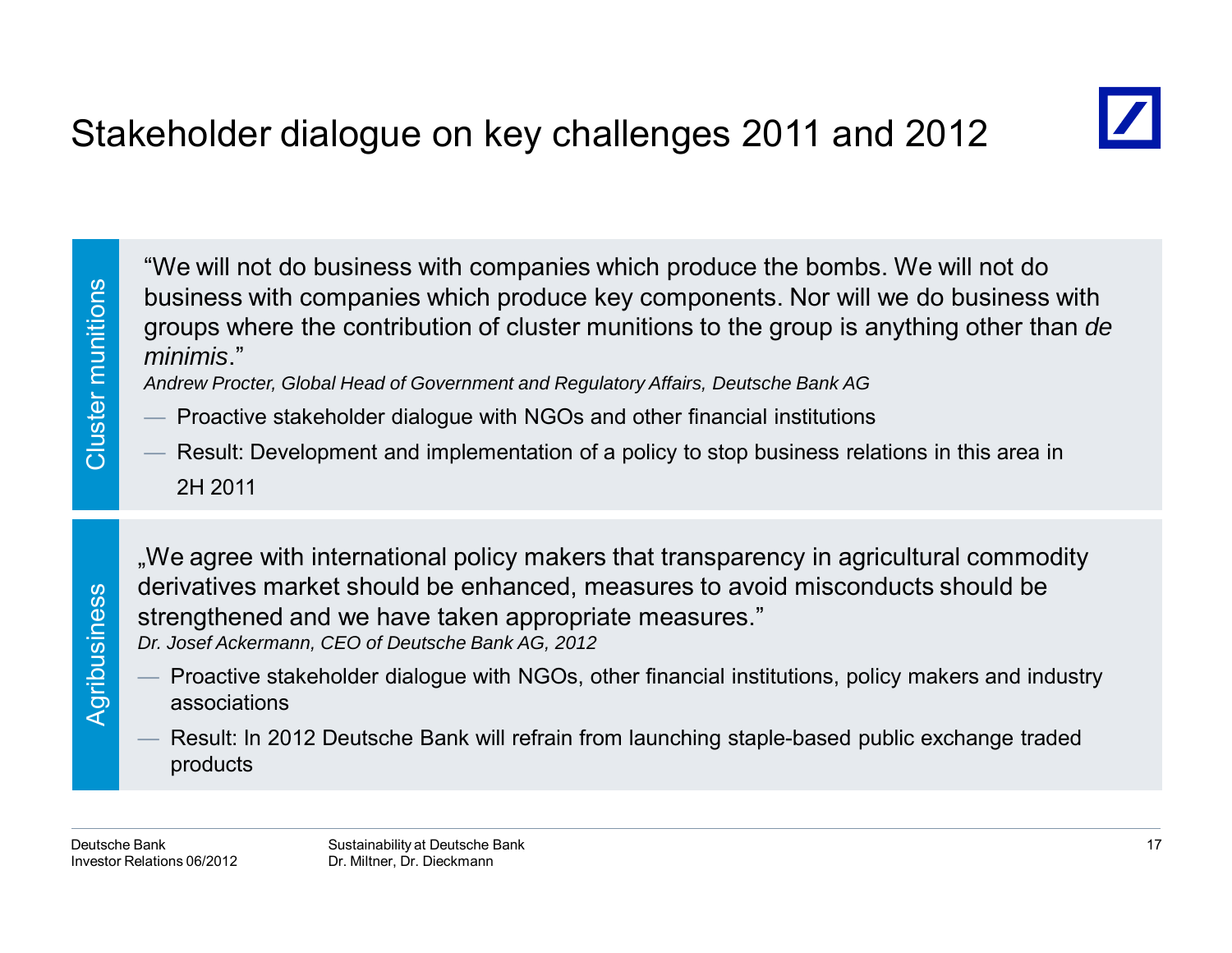# Stakeholder dialogue on key challenges 2011 and 2012

## Cluster munitions

"We will not do business with companies which produce the bombs. We will not do business with companies which produce key components. Nor will we do business with groups where the contribution of cluster munitions to the group is anything other than *de minimis*."

*Andrew Procter, Global Head of Government and Regulatory Affairs, Deutsche Bank AG*

- Proactive stakeholder dialogue with NGOs and other financial institutions
- Result: Development and implementation of a policy to stop business relations in this area in 2H 2011

## Agribusiness

„We agree with international policy makers that transparency in agricultural commodity derivatives market should be enhanced, measures to avoid misconducts should be strengthened and we have taken appropriate measures."

*Dr. Josef Ackermann, CEO of Deutsche Bank AG, 2012*

- Proactive stakeholder dialogue with NGOs, other financial institutions, policy makers and industry associations
- Result: In 2012 Deutsche Bank will refrain from launching staple-based public exchange traded products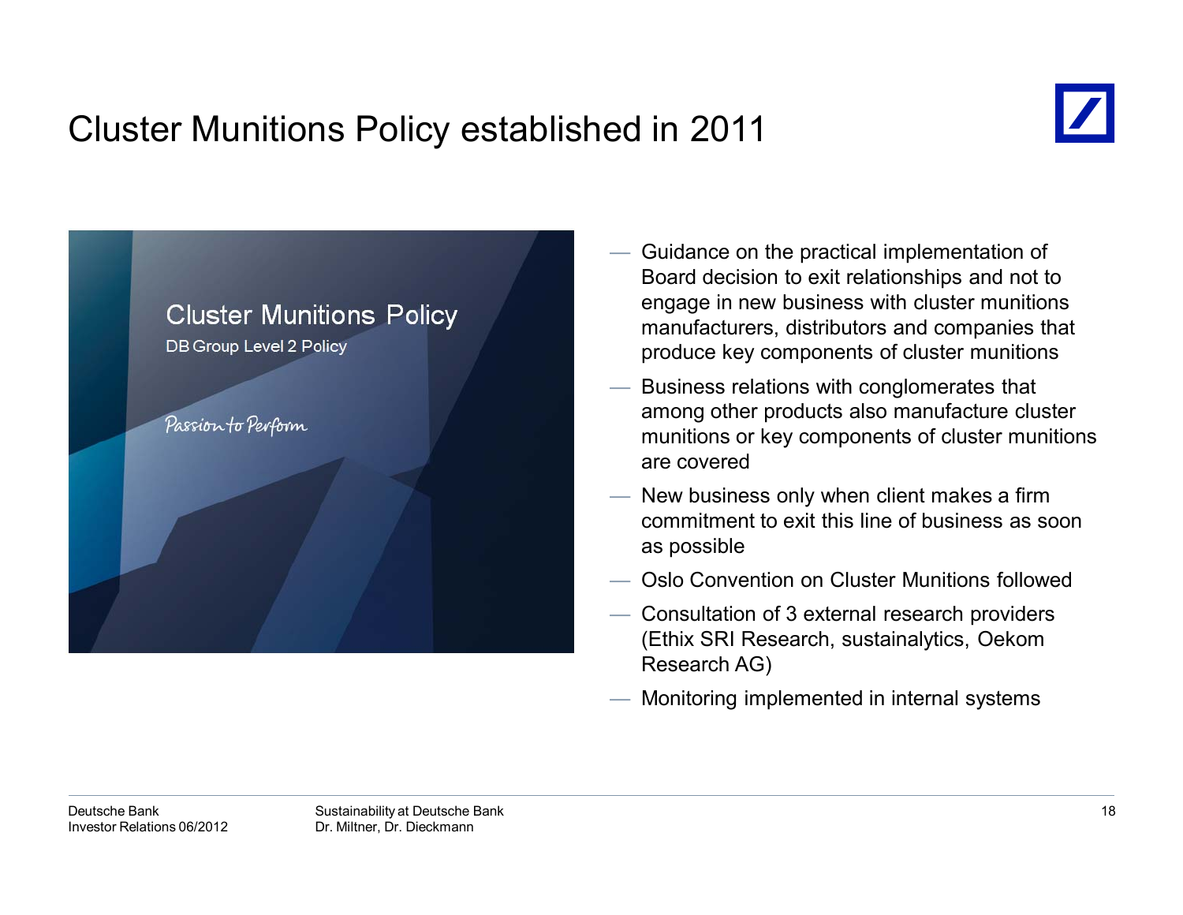# Cluster Munitions Policy established in 2011

Cluster Munitions Policy

DB Group Level 2 Policy

Passion to Perform

- Guidance on the practical implementation of Board decision to exit relationships and not to engage in new business with cluster munitions manufacturers, distributors and companies that produce key components of cluster munitions
- Business relations with conglomerates that among other products also manufacture cluster munitions or key components of cluster munitions are covered
- New business only when client makes a firm commitment to exit this line of business as soon as possible
- Oslo Convention on Cluster Munitions followed
- Consultation of 3 external research providers (Ethix SRI Research, sustainalytics, Oekom Research AG)
- Monitoring implemented in internal systems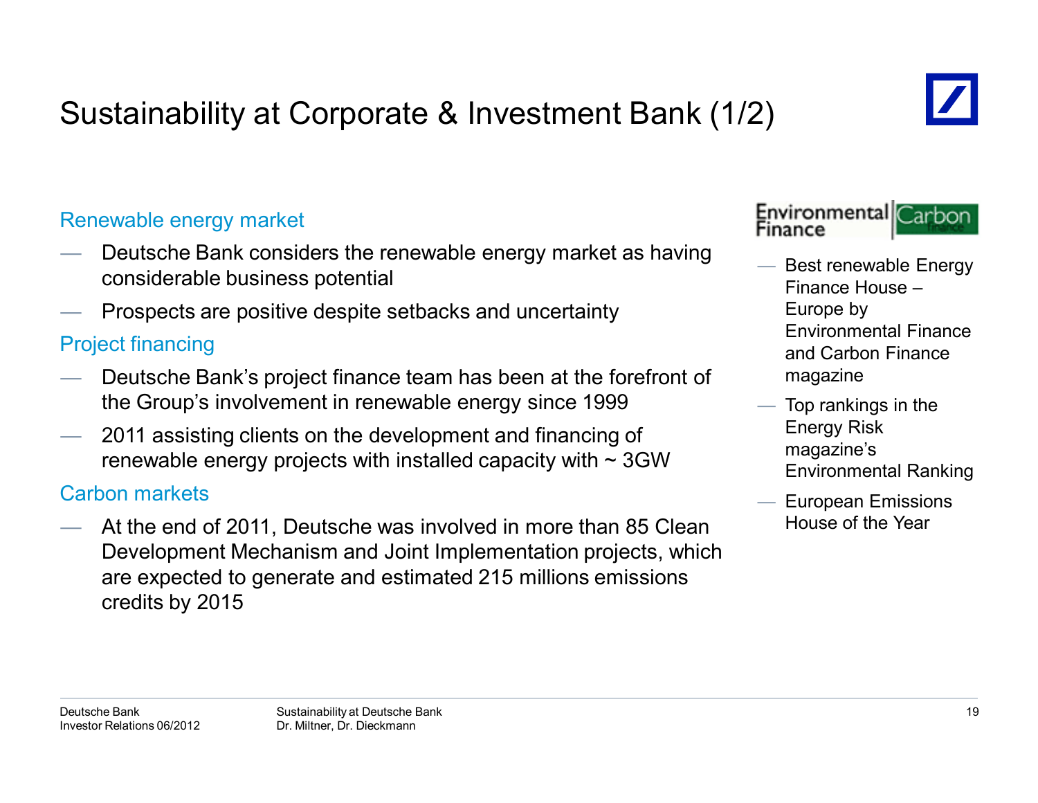# Sustainability at Corporate & Investment Bank (1/2)

## Renewable energy market

- Deutsche Bank considers the renewable energy market as having considerable business potential
- Prospects are positive despite setbacks and uncertainty

## Project financing

- Deutsche Bank's project finance team has been at the forefront of the Group's involvement in renewable energy since 1999
- 2011 assisting clients on the development and financing of renewable energy projects with installed capacity with ~ 3GW

## Carbon markets

- At the end of 2011, Deutsche was involved in more than 85 Clean Development Mechanism and Joint Implementation projects, which are expected to generate and estimated 215 millions emissions credits by 2015

Environmental Finance | Carbon finance

- Best renewable Energy Finance House – Europe by Environmental Finance and Carbon Finance magazine
- Top rankings in the Energy Risk magazine's Environmental Ranking
- European Emissions House of the Year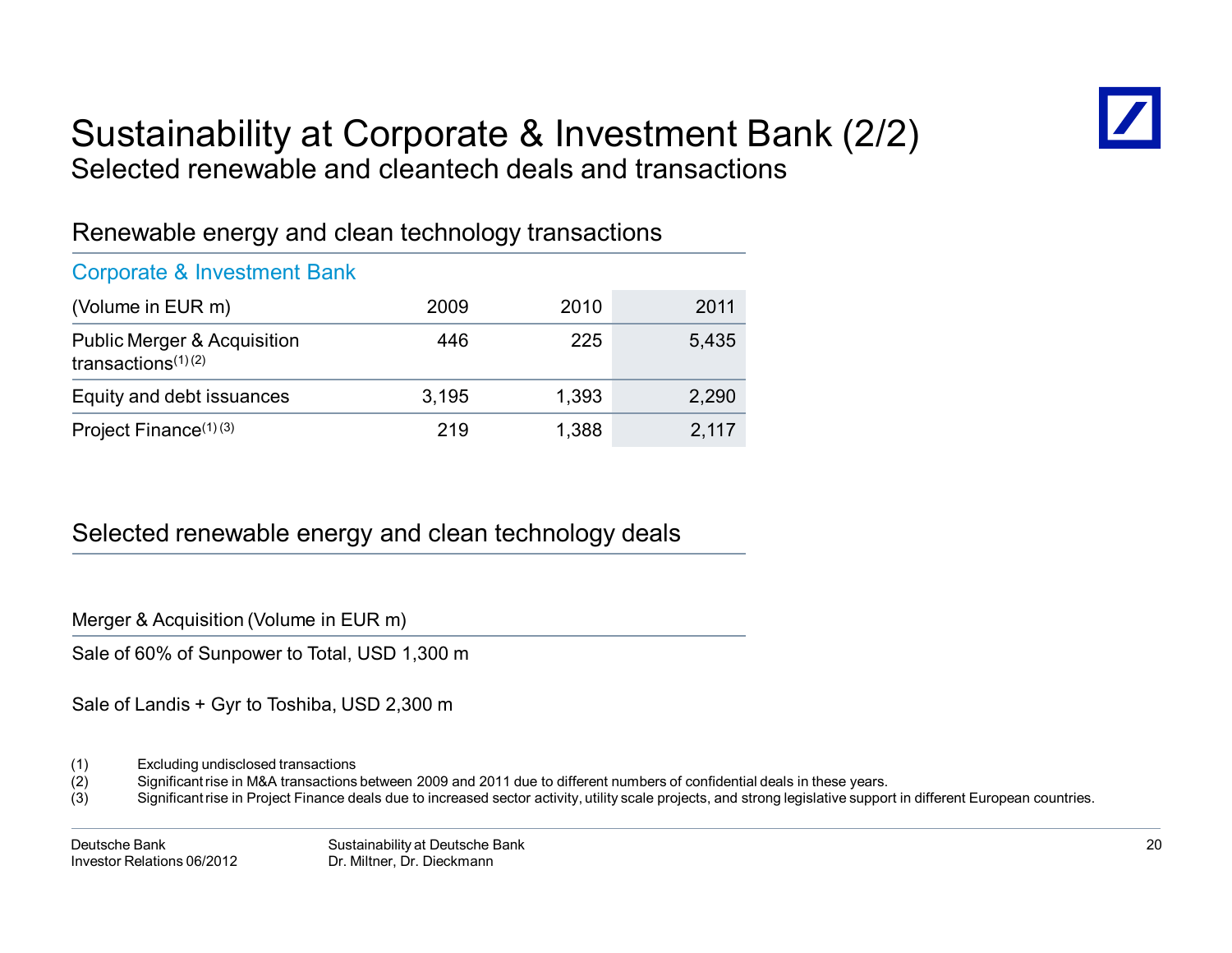# Sustainability at Corporate & Investment Bank (2/2)

## Selected renewable and cleantech deals and transactions

### Renewable energy and clean technology transactions

Corporate & Investment Bank

| (Volume in EUR m) | 2009 | 2010 | 2011 |
|---|---|---|---|
| Public Merger & Acquisition transactions(1) (2) | 446 | 225 | 5,435 |
| Equity and debt issuances | 3,195 | 1,393 | 2,290 |
| Project Finance(1) (3) | 219 | 1,388 | 2,117 |

### Selected renewable energy and clean technology deals

| Merger & Acquisition (Volume in EUR m) |
|---|
| Sale of 60% of Sunpower to Total, USD 1,300 m |
| Sale of Landis + Gyr to Toshiba, USD 2,300 m |

(1) Excluding undisclosed transactions
(2) Significant rise in M&A transactions between 2009 and 2011 due to different numbers of confidential deals in these years.
(3) Significant rise in Project Finance deals due to increased sector activity, utility scale projects, and strong legislative support in different European countries.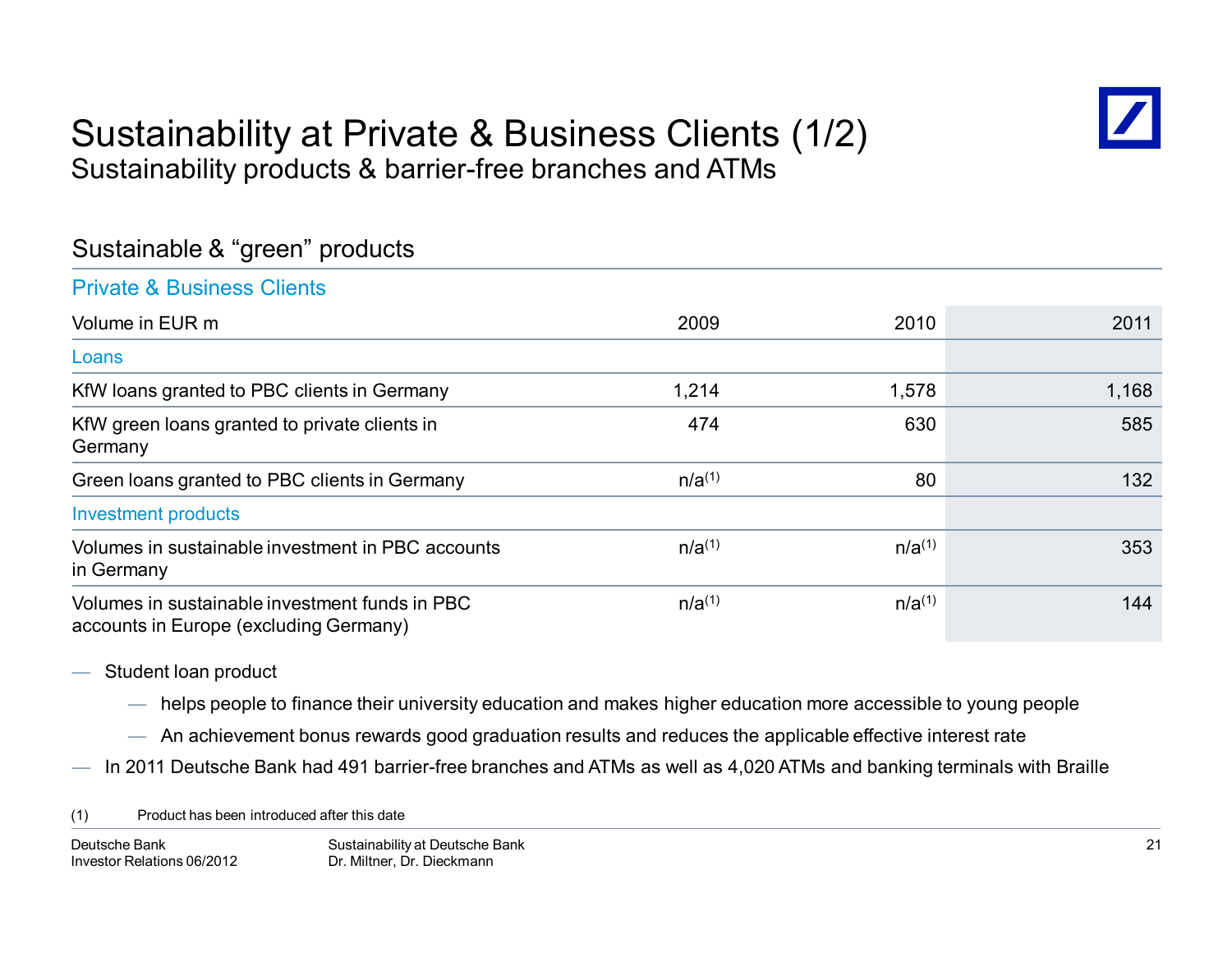# Sustainability at Private & Business Clients (1/2)

## Sustainability products & barrier-free branches and ATMs

### Sustainable & "green" products

**Private & Business Clients**

| Volume in EUR m | 2009 | 2010 | 2011 |
|---|---|---|---|
| **Loans** | | | |
| KfW loans granted to PBC clients in Germany | 1,214 | 1,578 | 1,168 |
| KfW green loans granted to private clients in Germany | 474 | 630 | 585 |
| Green loans granted to PBC clients in Germany | n/a[1] | 80 | 132 |
| **Investment products** | | | |
| Volumes in sustainable investment in PBC accounts in Germany | n/a[1] | n/a[1] | 353 |
| Volumes in sustainable investment funds in PBC accounts in Europe (excluding Germany) | n/a[1] | n/a[1] | 144 |

- Student loan product
  - helps people to finance their university education and makes higher education more accessible to young people
  - An achievement bonus rewards good graduation results and reduces the applicable effective interest rate
- In 2011 Deutsche Bank had 491 barrier-free branches and ATMs as well as 4,020 ATMs and banking terminals with Braille

(1) Product has been introduced after this date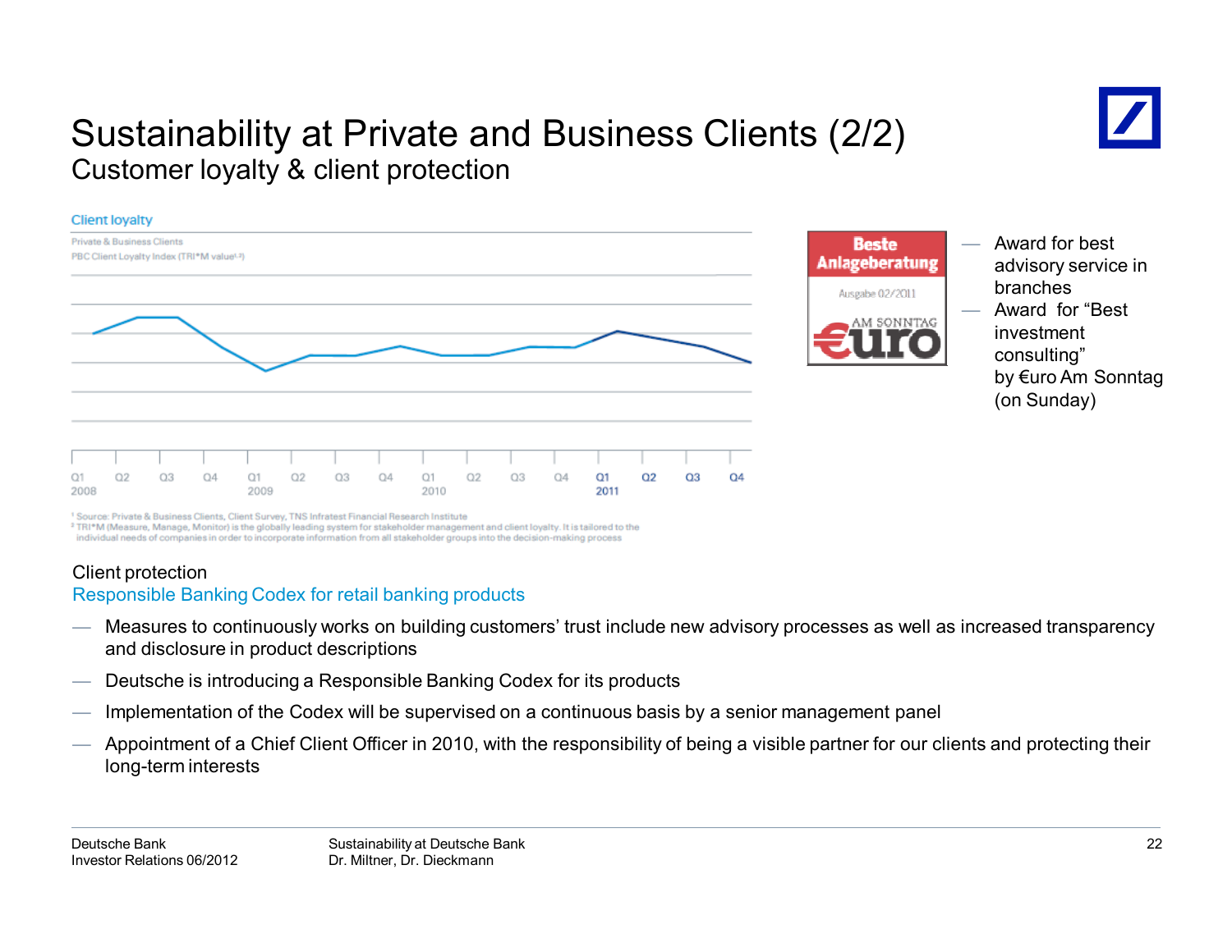# Sustainability at Private and Business Clients (2/2)

## Customer loyalty & client protection

Client loyalty

Private & Business Clients

PBC Client Loyalty Index (TRI\*M value[1,2])

Q1 2008, Q2, Q3, Q4, Q1 2009, Q2, Q3, Q4, Q1 2010, Q2, Q3, Q4, Q1 2011, Q2, Q3, Q4

[1] Source: Private & Business Clients, Client Survey, TNS Infratest Financial Research Institute

[2] TRI\*M (Measure, Manage, Monitor) is the globally leading system for stakeholder management and client loyalty. It is tailored to the individual needs of companies in order to incorporate information from all stakeholder groups into the decision-making process

Beste Anlageberatung

Ausgabe 02/2011

€uro AM SONNTAG

- Award for best advisory service in branches
- Award for "Best investment consulting" by €uro Am Sonntag (on Sunday)

Client protection

Responsible Banking Codex for retail banking products

- Measures to continuously works on building customers' trust include new advisory processes as well as increased transparency and disclosure in product descriptions
- Deutsche is introducing a Responsible Banking Codex for its products
- Implementation of the Codex will be supervised on a continuous basis by a senior management panel
- Appointment of a Chief Client Officer in 2010, with the responsibility of being a visible partner for our clients and protecting their long-term interests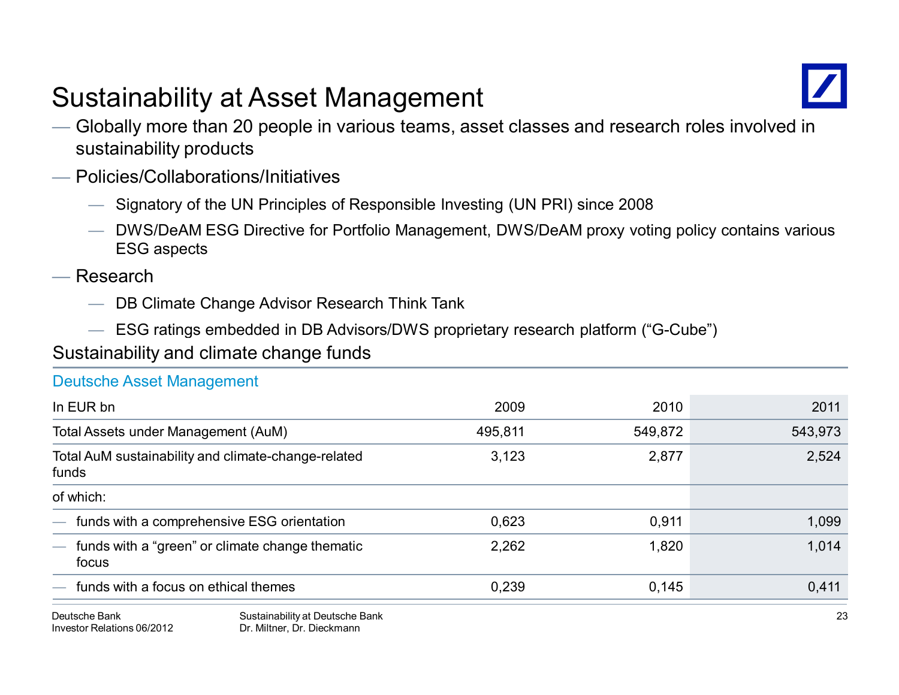# Sustainability at Asset Management

- Globally more than 20 people in various teams, asset classes and research roles involved in sustainability products
- Policies/Collaborations/Initiatives
  - Signatory of the UN Principles of Responsible Investing (UN PRI) since 2008
  - DWS/DeAM ESG Directive for Portfolio Management, DWS/DeAM proxy voting policy contains various ESG aspects
- Research
  - DB Climate Change Advisor Research Think Tank
  - ESG ratings embedded in DB Advisors/DWS proprietary research platform ("G-Cube")

## Sustainability and climate change funds

### Deutsche Asset Management

| In EUR bn | 2009 | 2010 | 2011 |
|---|---|---|---|
| Total Assets under Management (AuM) | 495,811 | 549,872 | 543,973 |
| Total AuM sustainability and climate-change-related funds | 3,123 | 2,877 | 2,524 |
| of which: | | | |
| — funds with a comprehensive ESG orientation | 0,623 | 0,911 | 1,099 |
| — funds with a "green" or climate change thematic focus | 2,262 | 1,820 | 1,014 |
| — funds with a focus on ethical themes | 0,239 | 0,145 | 0,411 |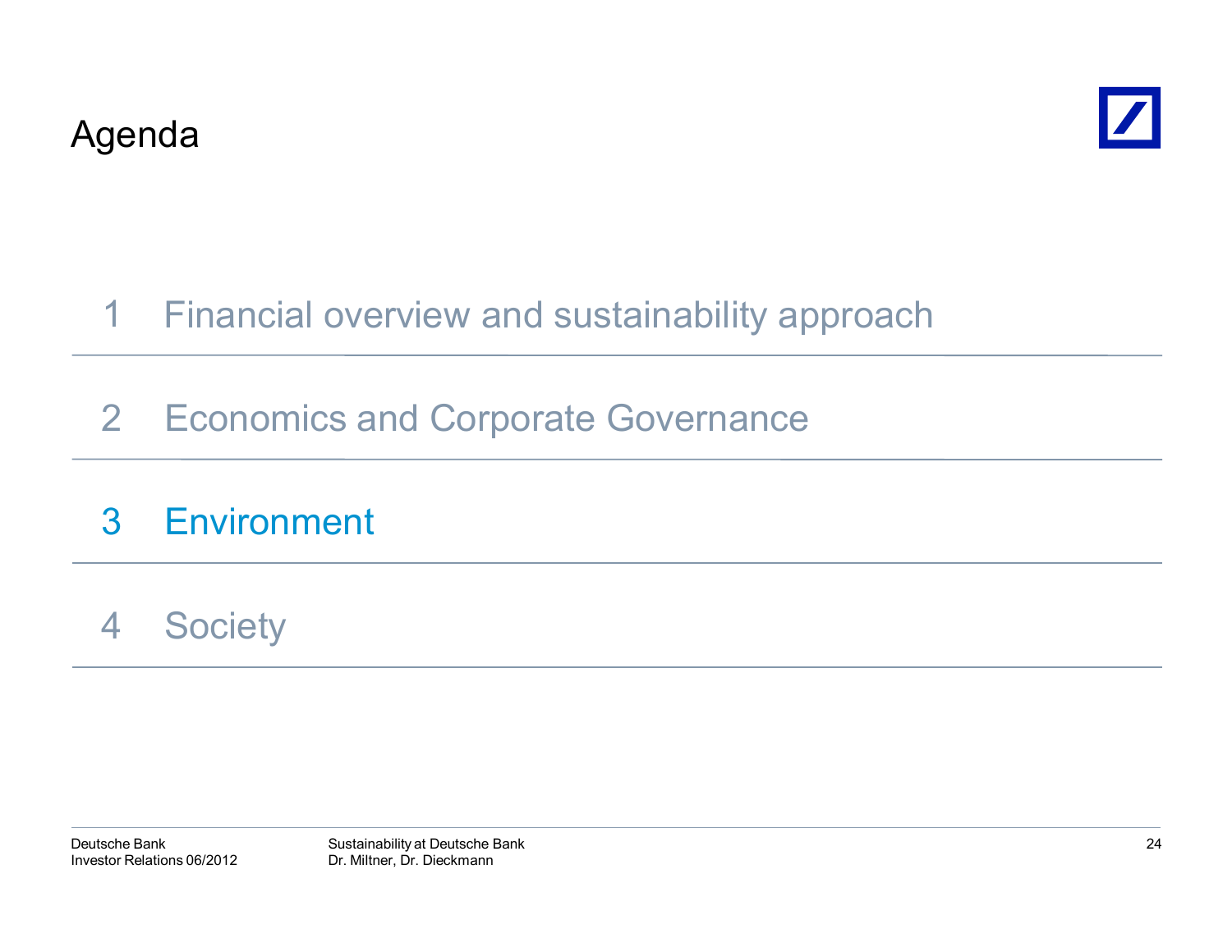# Agenda

1. Financial overview and sustainability approach
2. Economics and Corporate Governance
3. Environment
4. Society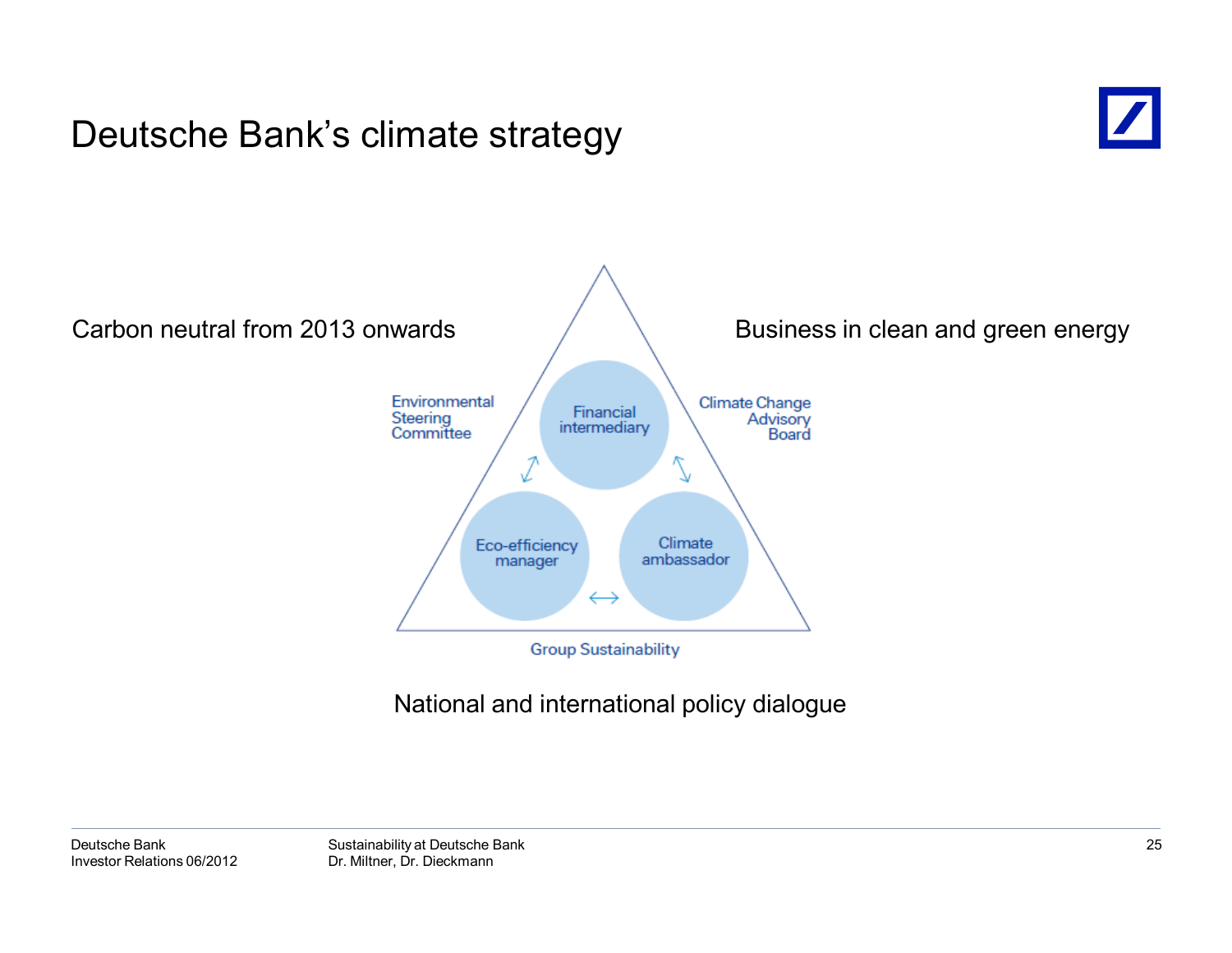# Deutsche Bank's climate strategy

Carbon neutral from 2013 onwards

Business in clean and green energy

Environmental Steering Committee

Financial intermediary

Climate Change Advisory Board

Eco-efficiency manager

Climate ambassador

Group Sustainability

National and international policy dialogue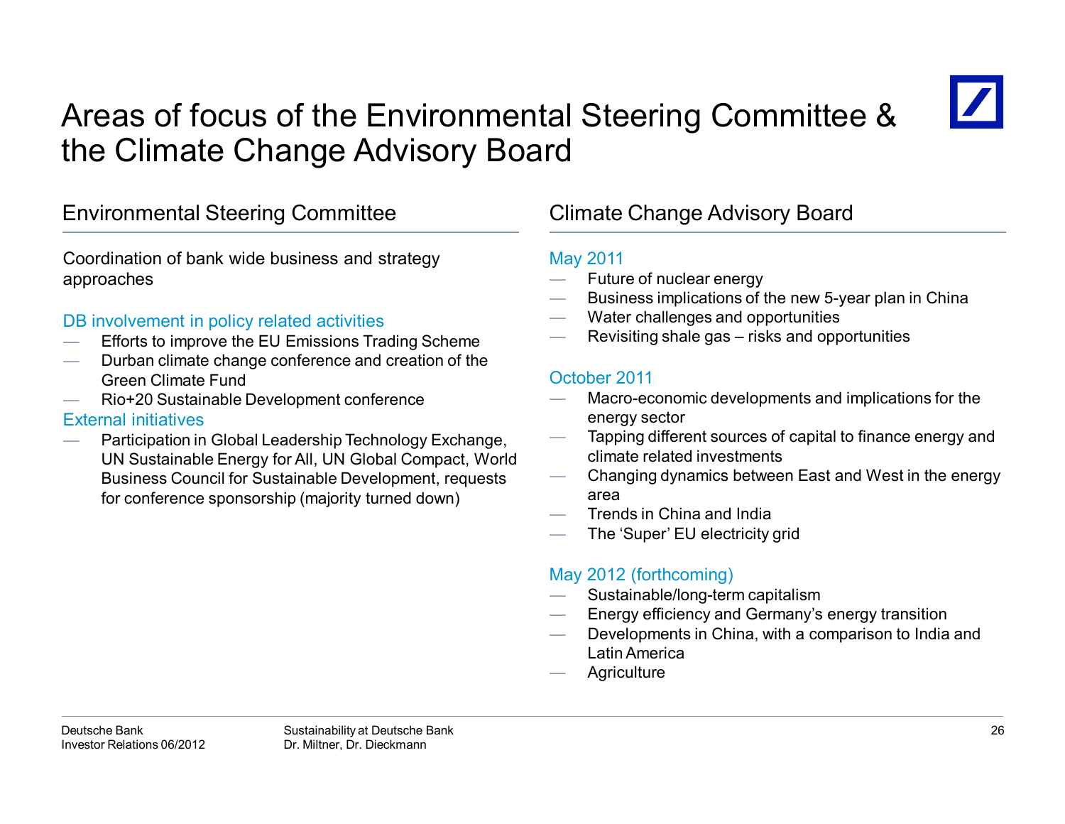# Areas of focus of the Environmental Steering Committee & the Climate Change Advisory Board

## Environmental Steering Committee

Coordination of bank wide business and strategy approaches

### DB involvement in policy related activities

- Efforts to improve the EU Emissions Trading Scheme
- Durban climate change conference and creation of the Green Climate Fund
- Rio+20 Sustainable Development conference

### External initiatives

- Participation in Global Leadership Technology Exchange, UN Sustainable Energy for All, UN Global Compact, World Business Council for Sustainable Development, requests for conference sponsorship (majority turned down)

## Climate Change Advisory Board

### May 2011

- Future of nuclear energy
- Business implications of the new 5-year plan in China
- Water challenges and opportunities
- Revisiting shale gas – risks and opportunities

### October 2011

- Macro-economic developments and implications for the energy sector
- Tapping different sources of capital to finance energy and climate related investments
- Changing dynamics between East and West in the energy area
- Trends in China and India
- The 'Super' EU electricity grid

### May 2012 (forthcoming)

- Sustainable/long-term capitalism
- Energy efficiency and Germany's energy transition
- Developments in China, with a comparison to India and Latin America
- Agriculture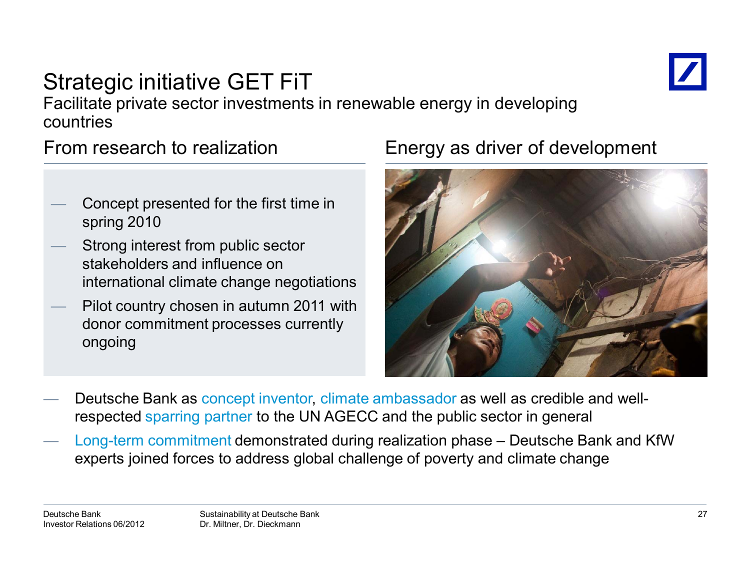# Strategic initiative GET FiT

Facilitate private sector investments in renewable energy in developing countries

## From research to realization

- Concept presented for the first time in spring 2010
- Strong interest from public sector stakeholders and influence on international climate change negotiations
- Pilot country chosen in autumn 2011 with donor commitment processes currently ongoing

## Energy as driver of development

- Deutsche Bank as concept inventor, climate ambassador as well as credible and well-respected sparring partner to the UN AGECC and the public sector in general
- Long-term commitment demonstrated during realization phase – Deutsche Bank and KfW experts joined forces to address global challenge of poverty and climate change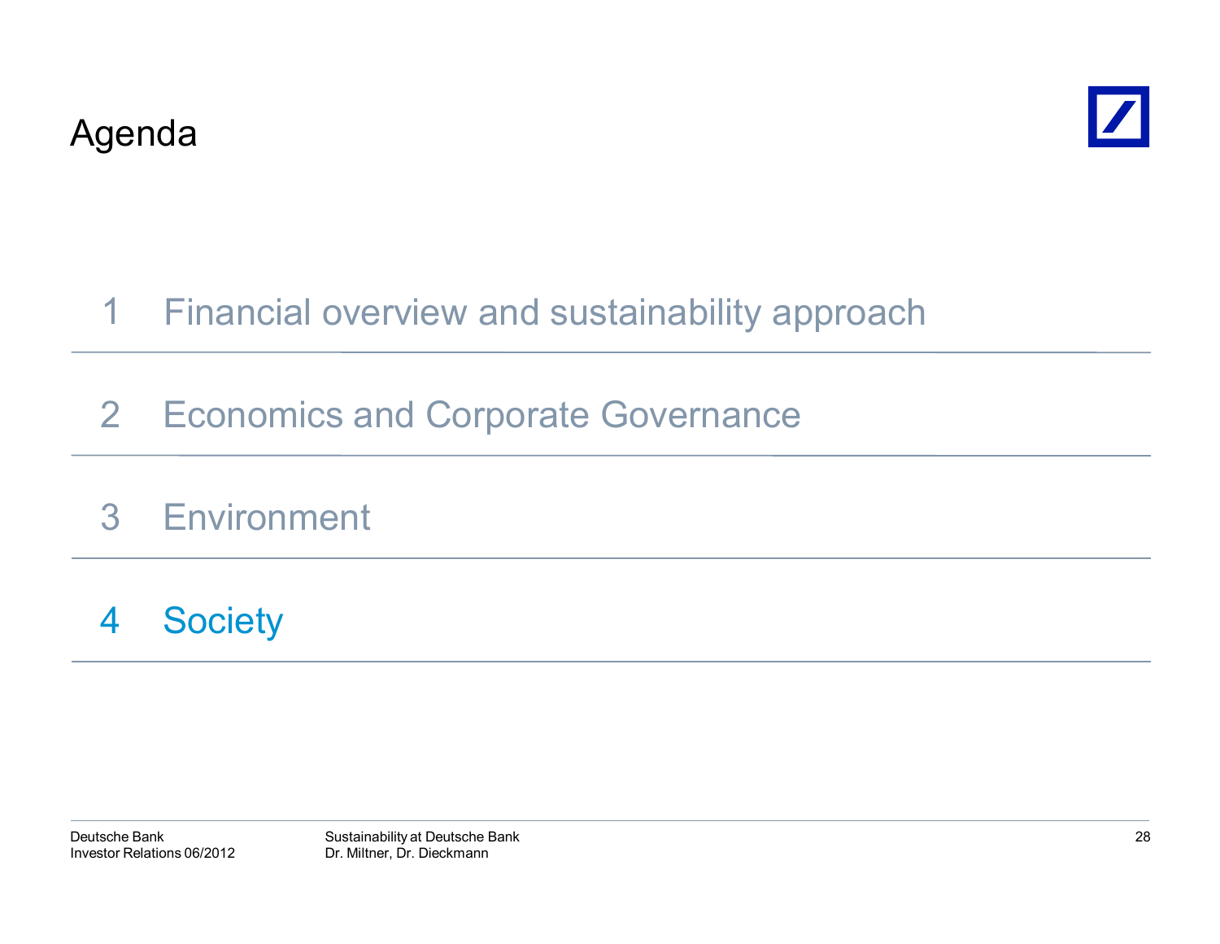# Agenda

1 Financial overview and sustainability approach

2 Economics and Corporate Governance

3 Environment

4 Society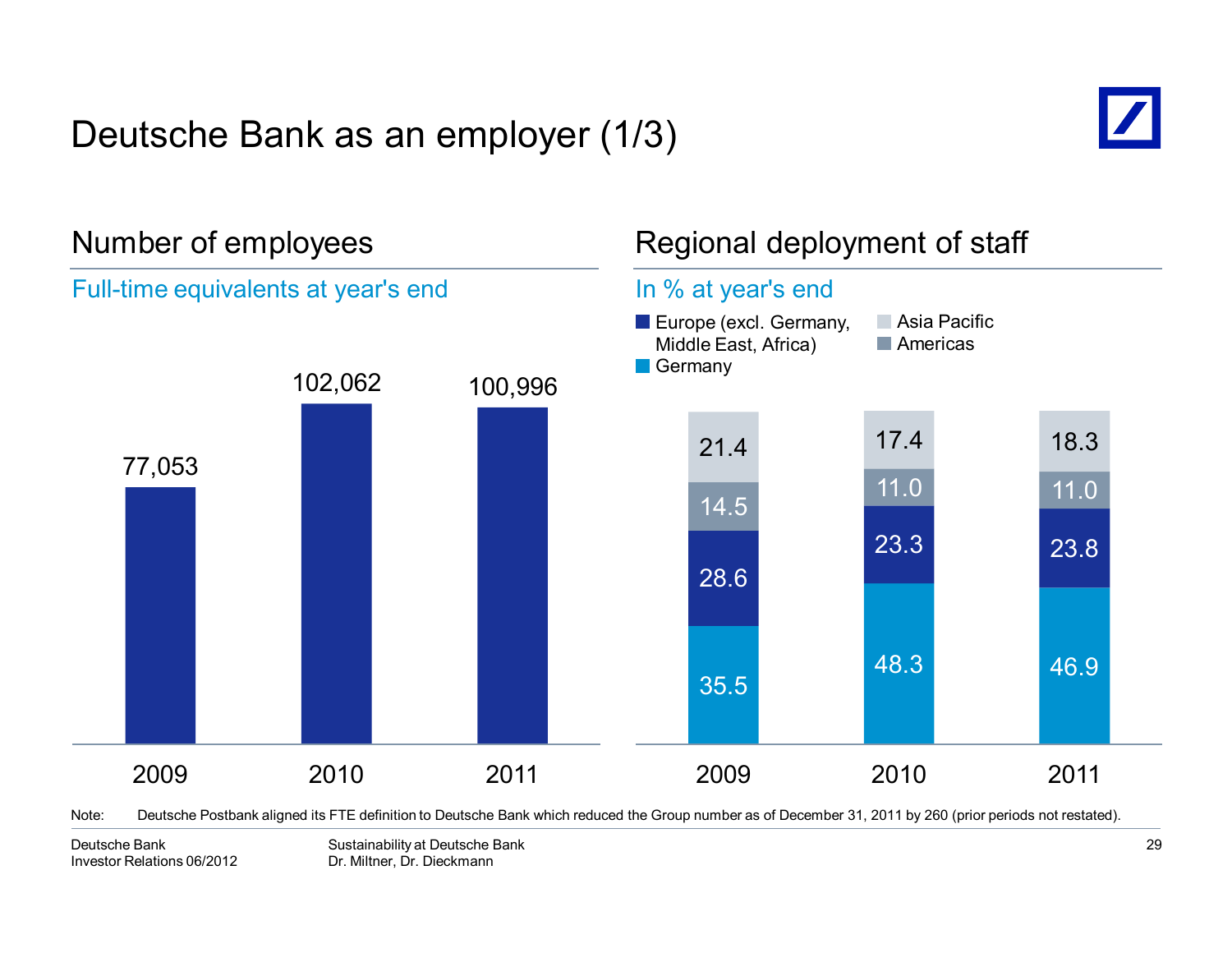# Deutsche Bank as an employer (1/3)

## Number of employees

### Full-time equivalents at year's end

| | 2009 | 2010 | 2011 |
|---|---|---|---|
| Number of employees | 77,053 | 102,062 | 100,996 |

## Regional deployment of staff

### In % at year's end

| | 2009 | 2010 | 2011 |
|---|---|---|---|
| Asia Pacific | 21.4 | 17.4 | 18.3 |
| Americas | 14.5 | 11.0 | 11.0 |
| Europe (excl. Germany, Middle East, Africa) | 28.6 | 23.3 | 23.8 |
| Germany | 35.5 | 48.3 | 46.9 |

Note: Deutsche Postbank aligned its FTE definition to Deutsche Bank which reduced the Group number as of December 31, 2011 by 260 (prior periods not restated).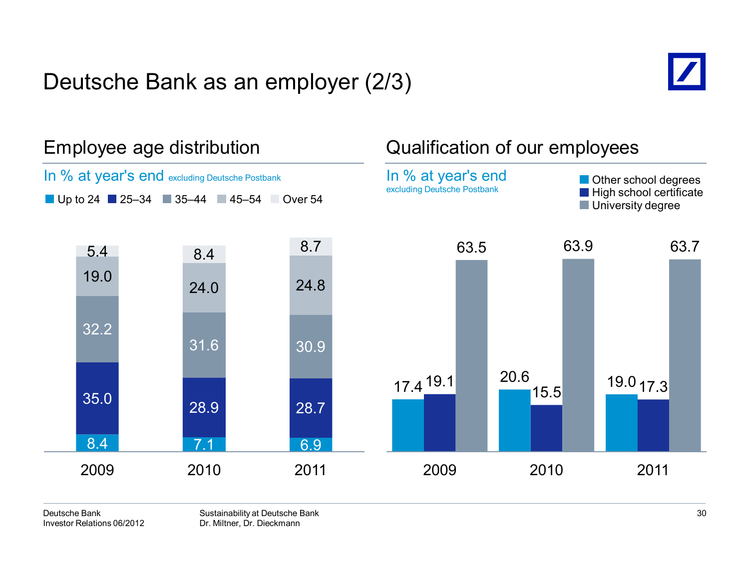# Deutsche Bank as an employer (2/3)

## Employee age distribution

In % at year's end excluding Deutsche Postbank

| | 2009 | 2010 | 2011 |
|---|---|---|---|
| Up to 24 | 8.4 | 7.1 | 6.9 |
| 25–34 | 35.0 | 28.9 | 28.7 |
| 35–44 | 32.2 | 31.6 | 30.9 |
| 45–54 | 19.0 | 24.0 | 24.8 |
| Over 54 | 5.4 | 8.4 | 8.7 |

## Qualification of our employees

In % at year's end
excluding Deutsche Postbank

| | 2009 | 2010 | 2011 |
|---|---|---|---|
| Other school degrees | 17.4 | 20.6 | 19.0 |
| High school certificate | 19.1 | 15.5 | 17.3 |
| University degree | 63.5 | 63.9 | 63.7 |

Deutsche Bank
Investor Relations 06/2012

Sustainability at Deutsche Bank
Dr. Miltner, Dr. Dieckmann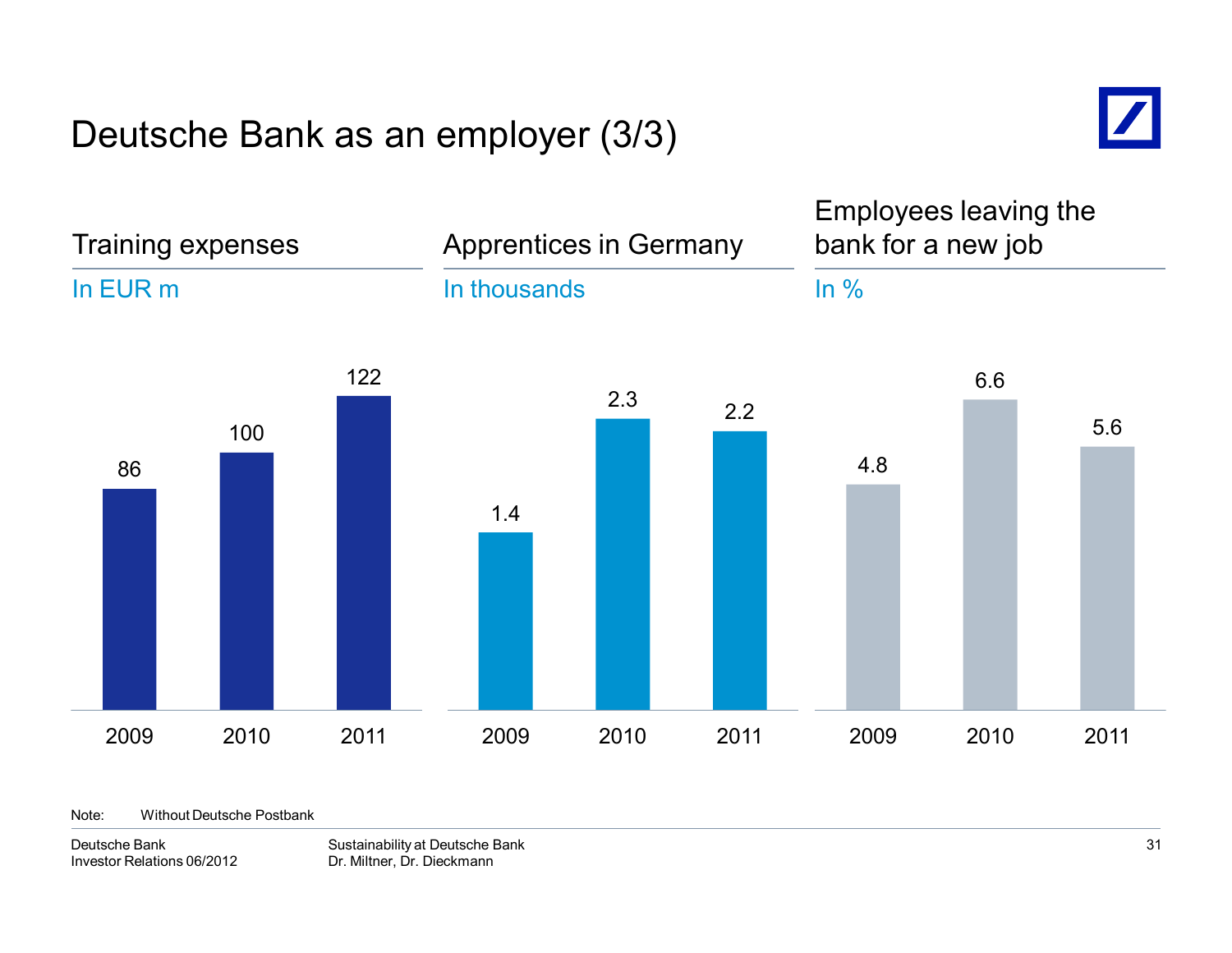# Deutsche Bank as an employer (3/3)

## Training expenses

In EUR m

| Year | Value |
| --- | --- |
| 2009 | 86 |
| 2010 | 100 |
| 2011 | 122 |

## Apprentices in Germany

In thousands

| Year | Value |
| --- | --- |
| 2009 | 1.4 |
| 2010 | 2.3 |
| 2011 | 2.2 |

## Employees leaving the bank for a new job

In %

| Year | Value |
| --- | --- |
| 2009 | 4.8 |
| 2010 | 6.6 |
| 2011 | 5.6 |

Note: Without Deutsche Postbank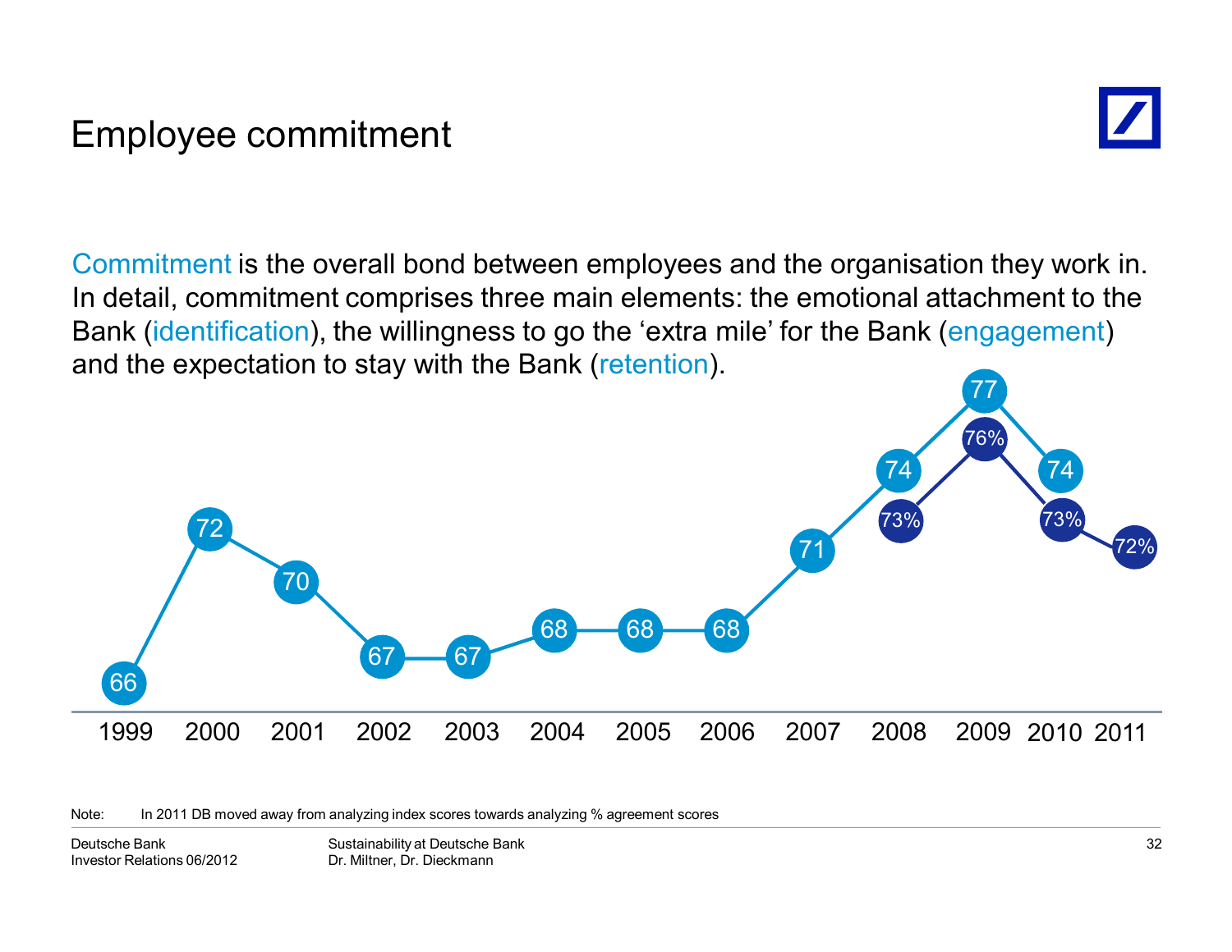# Employee commitment

Commitment is the overall bond between employees and the organisation they work in. In detail, commitment comprises three main elements: the emotional attachment to the Bank (identification), the willingness to go the 'extra mile' for the Bank (engagement) and the expectation to stay with the Bank (retention).

| Year | Index score | % agreement score |
|---|---|---|
| 1999 | 66 | |
| 2000 | 72 | |
| 2001 | 70 | |
| 2002 | 67 | |
| 2003 | 67 | |
| 2004 | 68 | |
| 2005 | 68 | |
| 2006 | 68 | |
| 2007 | 71 | |
| 2008 | 74 | 73% |
| 2009 | 77 | 76% |
| 2010 | 74 | 73% |
| 2011 | | 72% |

Note: In 2011 DB moved away from analyzing index scores towards analyzing % agreement scores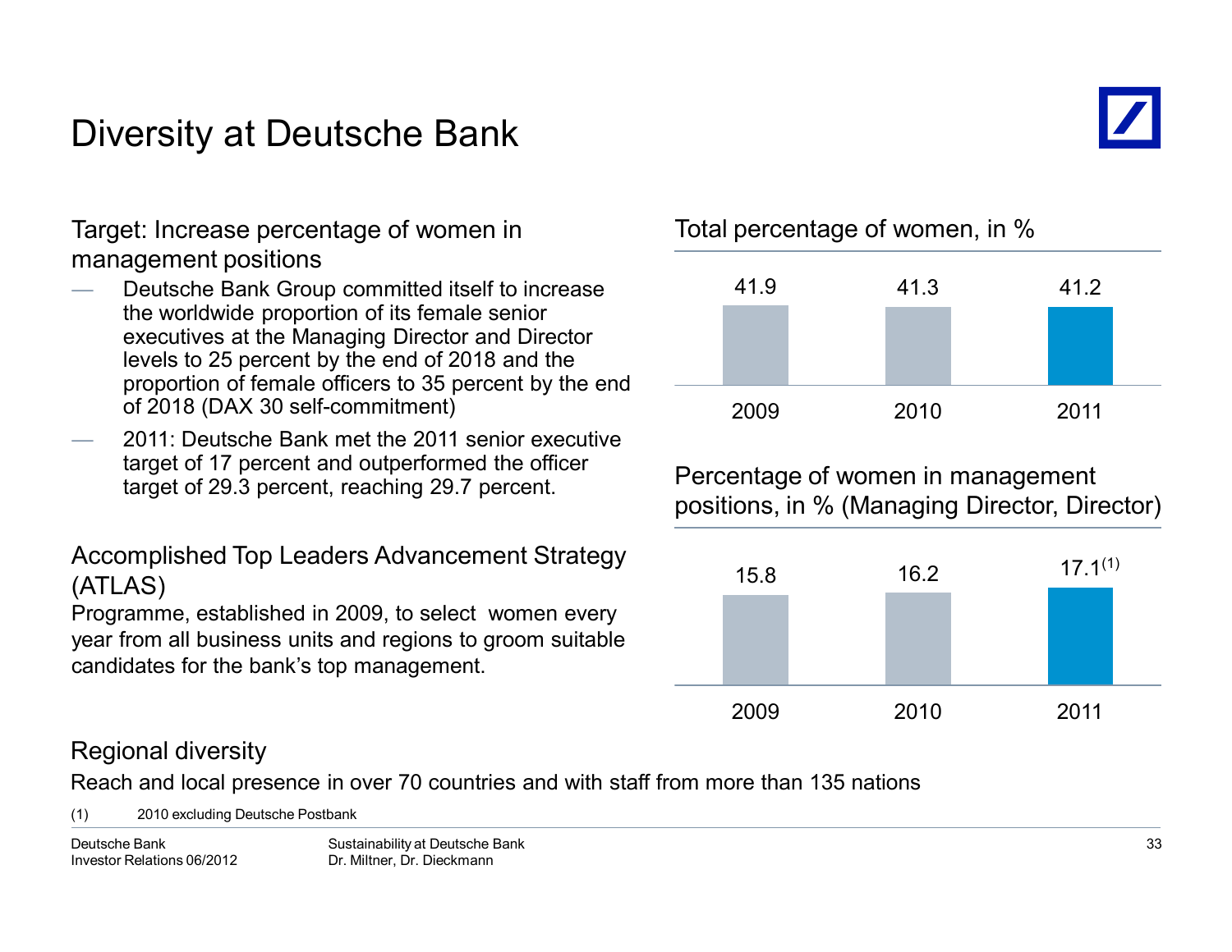# Diversity at Deutsche Bank

## Target: Increase percentage of women in management positions

- Deutsche Bank Group committed itself to increase the worldwide proportion of its female senior executives at the Managing Director and Director levels to 25 percent by the end of 2018 and the proportion of female officers to 35 percent by the end of 2018 (DAX 30 self-commitment)
- 2011: Deutsche Bank met the 2011 senior executive target of 17 percent and outperformed the officer target of 29.3 percent, reaching 29.7 percent.

## Accomplished Top Leaders Advancement Strategy (ATLAS)

Programme, established in 2009, to select women every year from all business units and regions to groom suitable candidates for the bank's top management.

### Total percentage of women, in %

| 2009 | 2010 | 2011 |
|---|---|---|
| 41.9 | 41.3 | 41.2 |

### Percentage of women in management positions, in % (Managing Director, Director)

| 2009 | 2010 | 2011 |
|---|---|---|
| 15.8 | 16.2 | 17.1[1] |

## Regional diversity

Reach and local presence in over 70 countries and with staff from more than 135 nations

(1) 2010 excluding Deutsche Postbank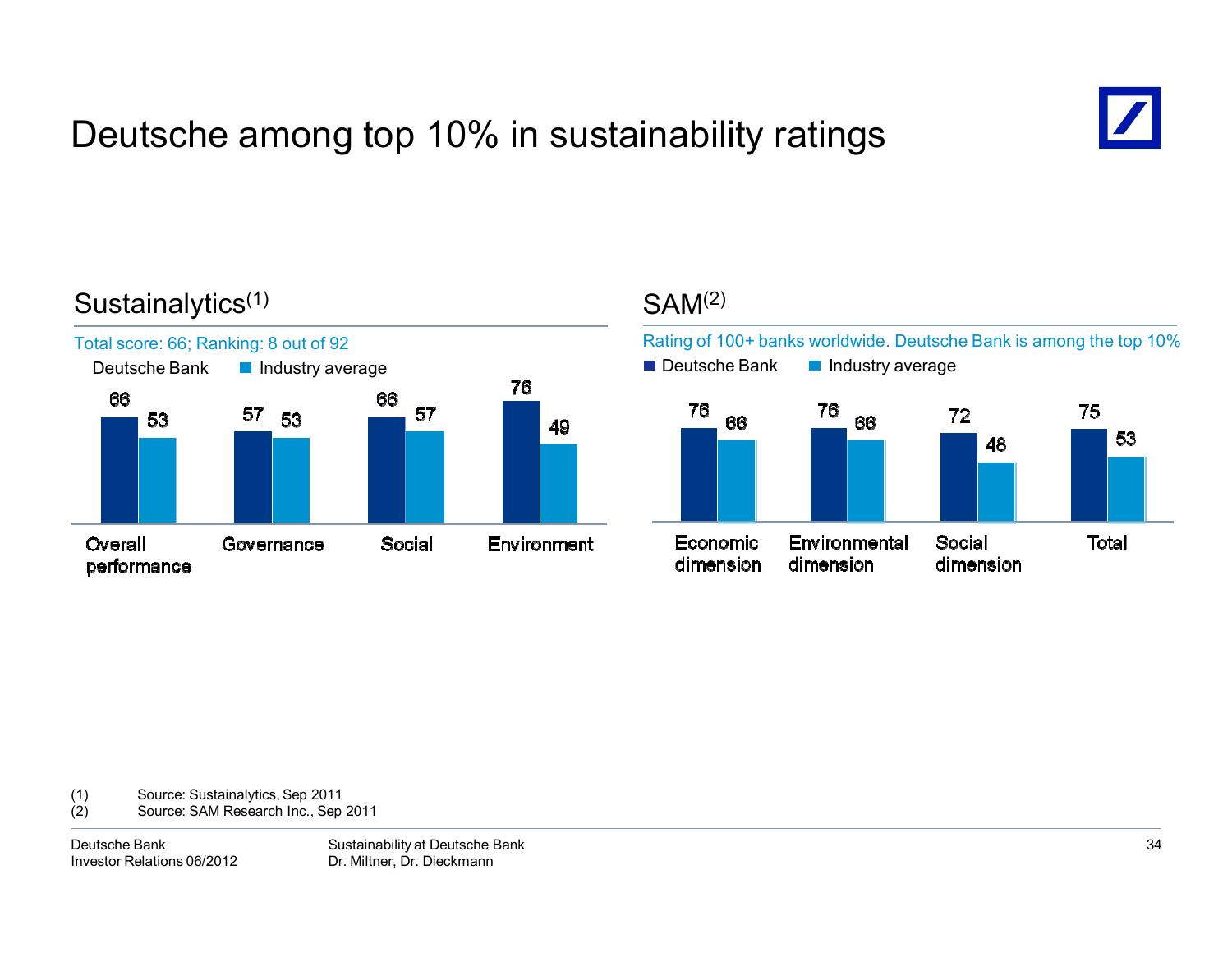# Deutsche among top 10% in sustainability ratings

## Sustainalytics(1)

Total score: 66; Ranking: 8 out of 92

| | Deutsche Bank | Industry average |
|---|---|---|
| Overall performance | 66 | 53 |
| Governance | 57 | 53 |
| Social | 66 | 57 |
| Environment | 76 | 49 |

## SAM(2)

Rating of 100+ banks worldwide. Deutsche Bank is among the top 10%

| | Deutsche Bank | Industry average |
|---|---|---|
| Economic dimension | 76 | 66 |
| Environmental dimension | 76 | 66 |
| Social dimension | 72 | 48 |
| Total | 75 | 53 |

(1) Source: Sustainalytics, Sep 2011
(2) Source: SAM Research Inc., Sep 2011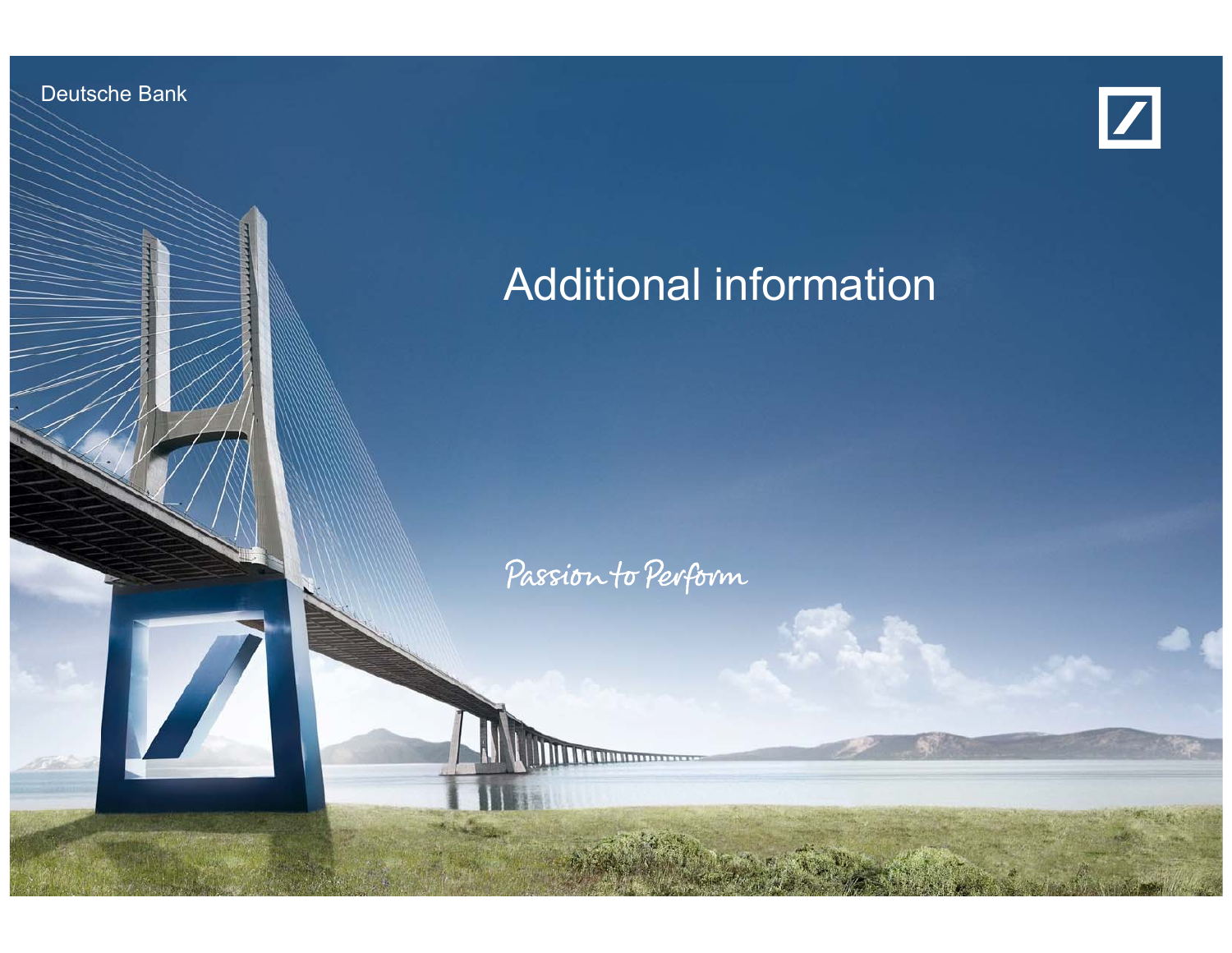Deutsche Bank

# Additional information

Passion to Perform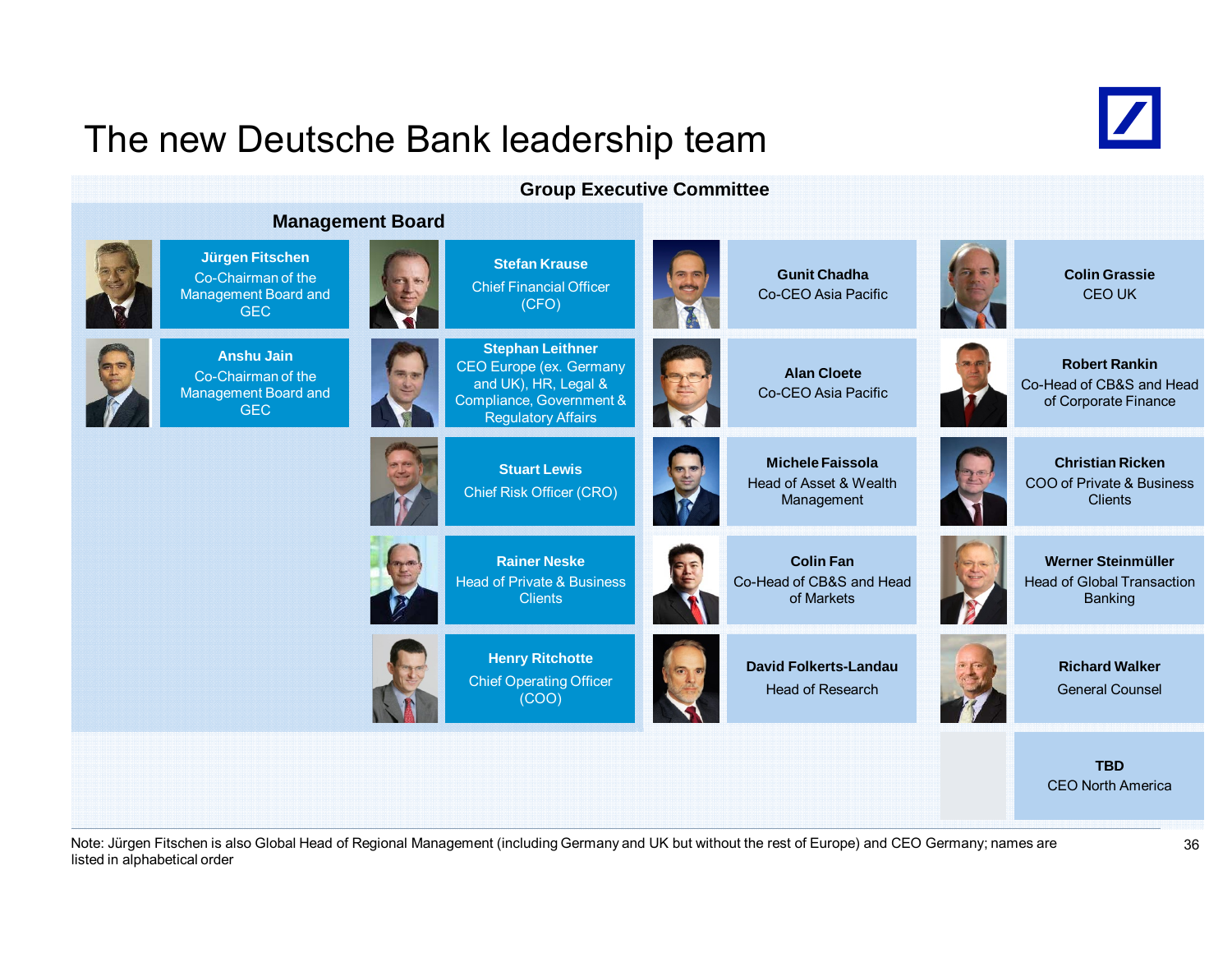# The new Deutsche Bank leadership team

## Group Executive Committee

### Management Board

- **Jürgen Fitschen** – Co-Chairman of the Management Board and GEC
- **Anshu Jain** – Co-Chairman of the Management Board and GEC
- **Stefan Krause** – Chief Financial Officer (CFO)
- **Stephan Leithner** – CEO Europe (ex. Germany and UK), HR, Legal & Compliance, Government & Regulatory Affairs
- **Stuart Lewis** – Chief Risk Officer (CRO)
- **Rainer Neske** – Head of Private & Business Clients
- **Henry Ritchotte** – Chief Operating Officer (COO)

### Further members of the Group Executive Committee

- **Gunit Chadha** – Co-CEO Asia Pacific
- **Alan Cloete** – Co-CEO Asia Pacific
- **Michele Faissola** – Head of Asset & Wealth Management
- **Colin Fan** – Co-Head of CB&S and Head of Markets
- **David Folkerts-Landau** – Head of Research
- **Colin Grassie** – CEO UK
- **Robert Rankin** – Co-Head of CB&S and Head of Corporate Finance
- **Christian Ricken** – COO of Private & Business Clients
- **Werner Steinmüller** – Head of Global Transaction Banking
- **Richard Walker** – General Counsel
- **TBD** – CEO North America

Note: Jürgen Fitschen is also Global Head of Regional Management (including Germany and UK but without the rest of Europe) and CEO Germany; names are listed in alphabetical order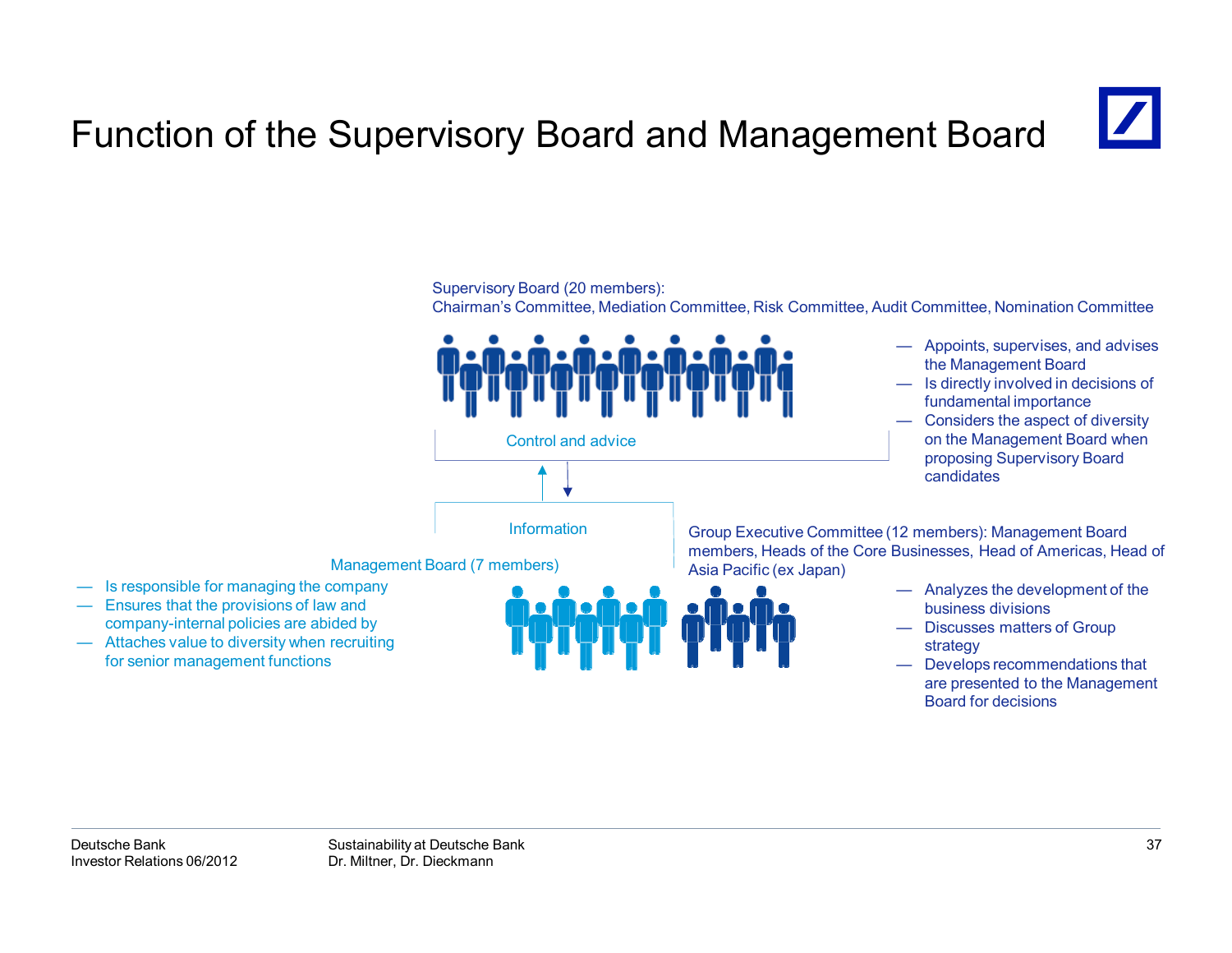# Function of the Supervisory Board and Management Board

Supervisory Board (20 members):
Chairman's Committee, Mediation Committee, Risk Committee, Audit Committee, Nomination Committee

- Appoints, supervises, and advises the Management Board
- Is directly involved in decisions of fundamental importance
- Considers the aspect of diversity on the Management Board when proposing Supervisory Board candidates

Control and advice

Information

Management Board (7 members)

- Is responsible for managing the company
- Ensures that the provisions of law and company-internal policies are abided by
- Attaches value to diversity when recruiting for senior management functions

Group Executive Committee (12 members): Management Board members, Heads of the Core Businesses, Head of Americas, Head of Asia Pacific (ex Japan)

- Analyzes the development of the business divisions
- Discusses matters of Group strategy
- Develops recommendations that are presented to the Management Board for decisions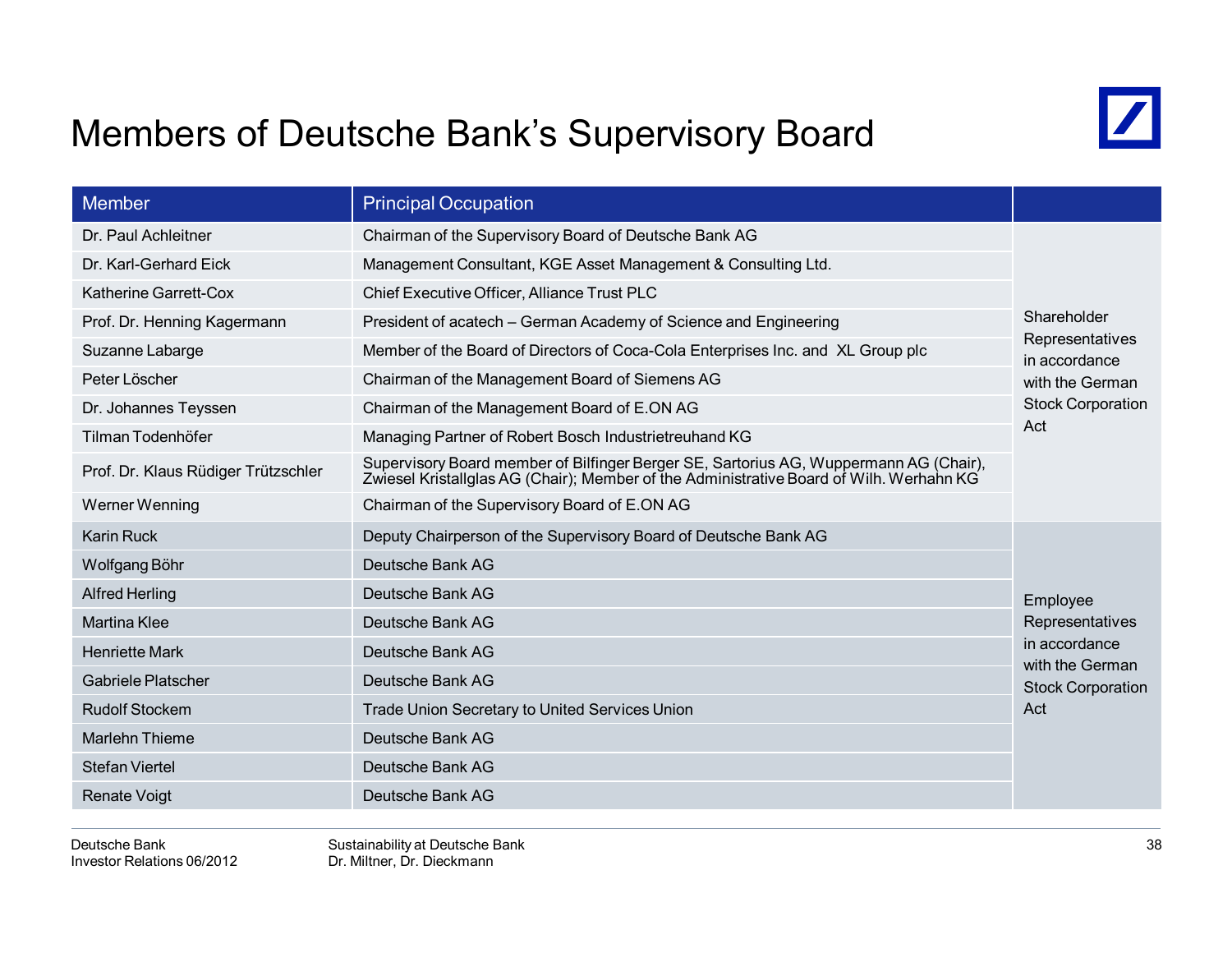# Members of Deutsche Bank's Supervisory Board

| Member | Principal Occupation | |
|---|---|---|
| Dr. Paul Achleitner | Chairman of the Supervisory Board of Deutsche Bank AG | Shareholder Representatives in accordance with the German Stock Corporation Act |
| Dr. Karl-Gerhard Eick | Management Consultant, KGE Asset Management & Consulting Ltd. | |
| Katherine Garrett-Cox | Chief Executive Officer, Alliance Trust PLC | |
| Prof. Dr. Henning Kagermann | President of acatech – German Academy of Science and Engineering | |
| Suzanne Labarge | Member of the Board of Directors of Coca-Cola Enterprises Inc. and XL Group plc | |
| Peter Löscher | Chairman of the Management Board of Siemens AG | |
| Dr. Johannes Teyssen | Chairman of the Management Board of E.ON AG | |
| Tilman Todenhöfer | Managing Partner of Robert Bosch Industrietreuhand KG | |
| Prof. Dr. Klaus Rüdiger Trützschler | Supervisory Board member of Bilfinger Berger SE, Sartorius AG, Wuppermann AG (Chair), Zwiesel Kristallglas AG (Chair); Member of the Administrative Board of Wilh. Werhahn KG | |
| Werner Wenning | Chairman of the Supervisory Board of E.ON AG | |
| Karin Ruck | Deputy Chairperson of the Supervisory Board of Deutsche Bank AG | Employee Representatives in accordance with the German Stock Corporation Act |
| Wolfgang Böhr | Deutsche Bank AG | |
| Alfred Herling | Deutsche Bank AG | |
| Martina Klee | Deutsche Bank AG | |
| Henriette Mark | Deutsche Bank AG | |
| Gabriele Platscher | Deutsche Bank AG | |
| Rudolf Stockem | Trade Union Secretary to United Services Union | |
| Marlehn Thieme | Deutsche Bank AG | |
| Stefan Viertel | Deutsche Bank AG | |
| Renate Voigt | Deutsche Bank AG | |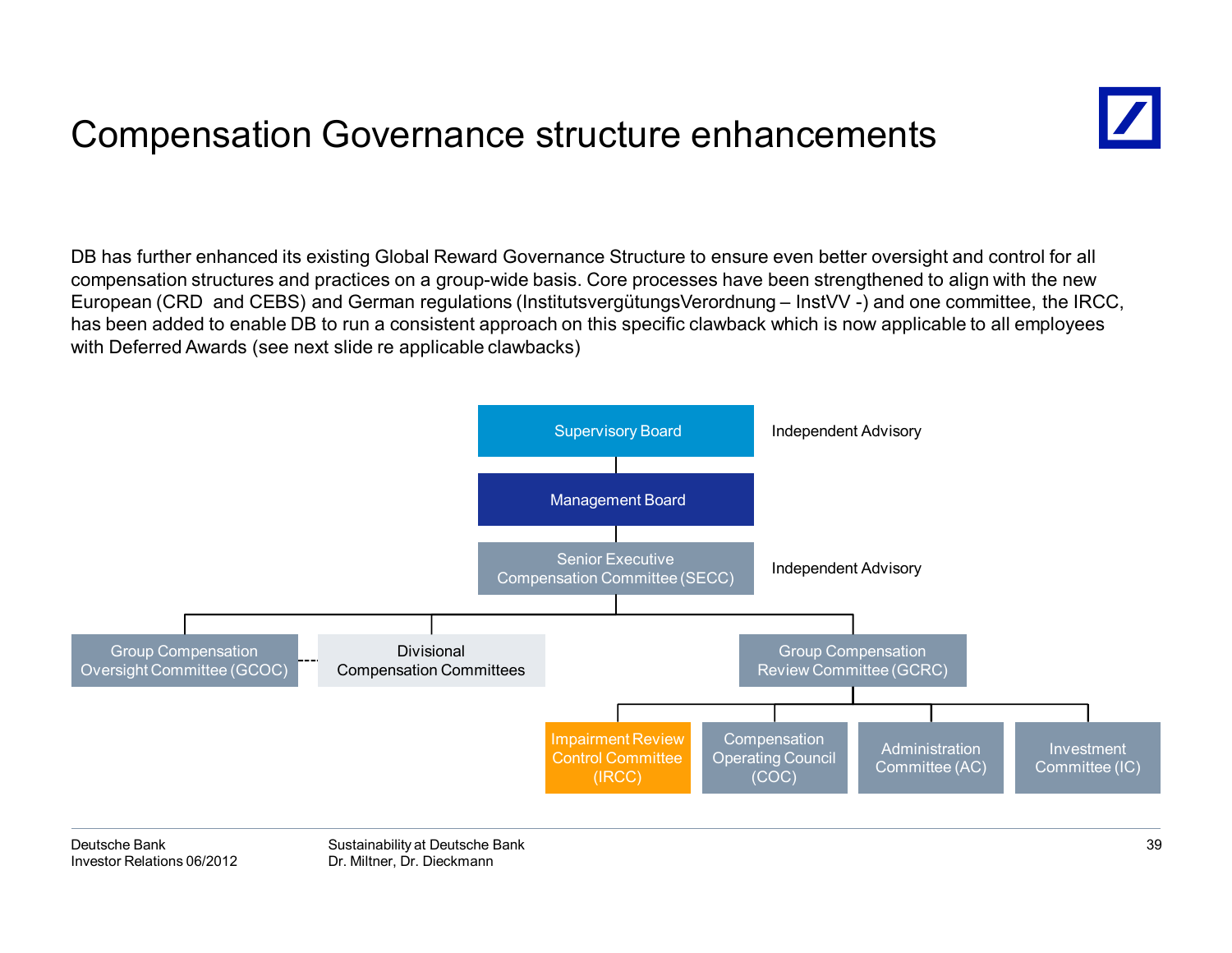# Compensation Governance structure enhancements

DB has further enhanced its existing Global Reward Governance Structure to ensure even better oversight and control for all compensation structures and practices on a group-wide basis. Core processes have been strengthened to align with the new European (CRD and CEBS) and German regulations (InstitutsvergütungsVerordnung – InstVV -) and one committee, the IRCC, has been added to enable DB to run a consistent approach on this specific clawback which is now applicable to all employees with Deferred Awards (see next slide re applicable clawbacks)

- Supervisory Board — Independent Advisory
  - Management Board
    - Senior Executive Compensation Committee (SECC) — Independent Advisory
      - Group Compensation Oversight Committee (GCOC) - - - Divisional Compensation Committees
      - Divisional Compensation Committees
      - Group Compensation Review Committee (GCRC)
        - Impairment Review Control Committee (IRCC)
        - Compensation Operating Council (COC)
        - Administration Committee (AC)
        - Investment Committee (IC)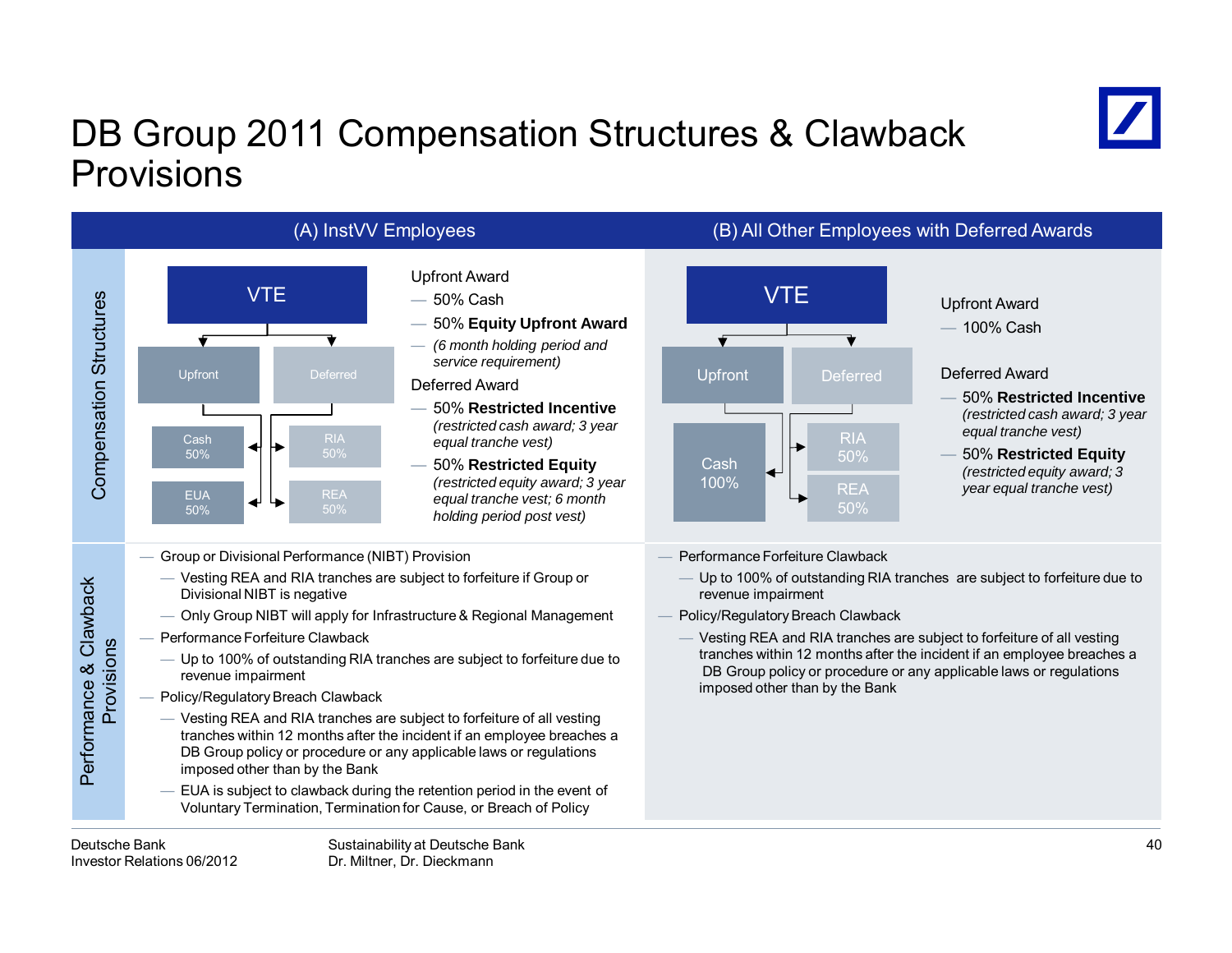# DB Group 2011 Compensation Structures & Clawback Provisions

## (A) InstVV Employees

### Compensation Structures

VTE
- Upfront
  - Cash 50%
  - EUA 50%
- Deferred
  - RIA 50%
  - REA 50%

Upfront Award
- 50% Cash
- 50% **Equity Upfront Award**
- *(6 month holding period and service requirement)*

Deferred Award
- 50% **Restricted Incentive** *(restricted cash award; 3 year equal tranche vest)*
- 50% **Restricted Equity** *(restricted equity award; 3 year equal tranche vest; 6 month holding period post vest)*

### Performance & Clawback Provisions

- Group or Divisional Performance (NIBT) Provision
  - Vesting REA and RIA tranches are subject to forfeiture if Group or Divisional NIBT is negative
  - Only Group NIBT will apply for Infrastructure & Regional Management
- Performance Forfeiture Clawback
  - Up to 100% of outstanding RIA tranches are subject to forfeiture due to revenue impairment
- Policy/Regulatory Breach Clawback
  - Vesting REA and RIA tranches are subject to forfeiture of all vesting tranches within 12 months after the incident if an employee breaches a DB Group policy or procedure or any applicable laws or regulations imposed other than by the Bank
  - EUA is subject to clawback during the retention period in the event of Voluntary Termination, Termination for Cause, or Breach of Policy

## (B) All Other Employees with Deferred Awards

### Compensation Structures

VTE
- Upfront
  - Cash 100%
- Deferred
  - RIA 50%
  - REA 50%

Upfront Award
- 100% Cash

Deferred Award
- 50% **Restricted Incentive** *(restricted cash award; 3 year equal tranche vest)*
- 50% **Restricted Equity** *(restricted equity award; 3 year equal tranche vest)*

### Performance & Clawback Provisions

- Performance Forfeiture Clawback
  - Up to 100% of outstanding RIA tranches are subject to forfeiture due to revenue impairment
- Policy/Regulatory Breach Clawback
  - Vesting REA and RIA tranches are subject to forfeiture of all vesting tranches within 12 months after the incident if an employee breaches a DB Group policy or procedure or any applicable laws or regulations imposed other than by the Bank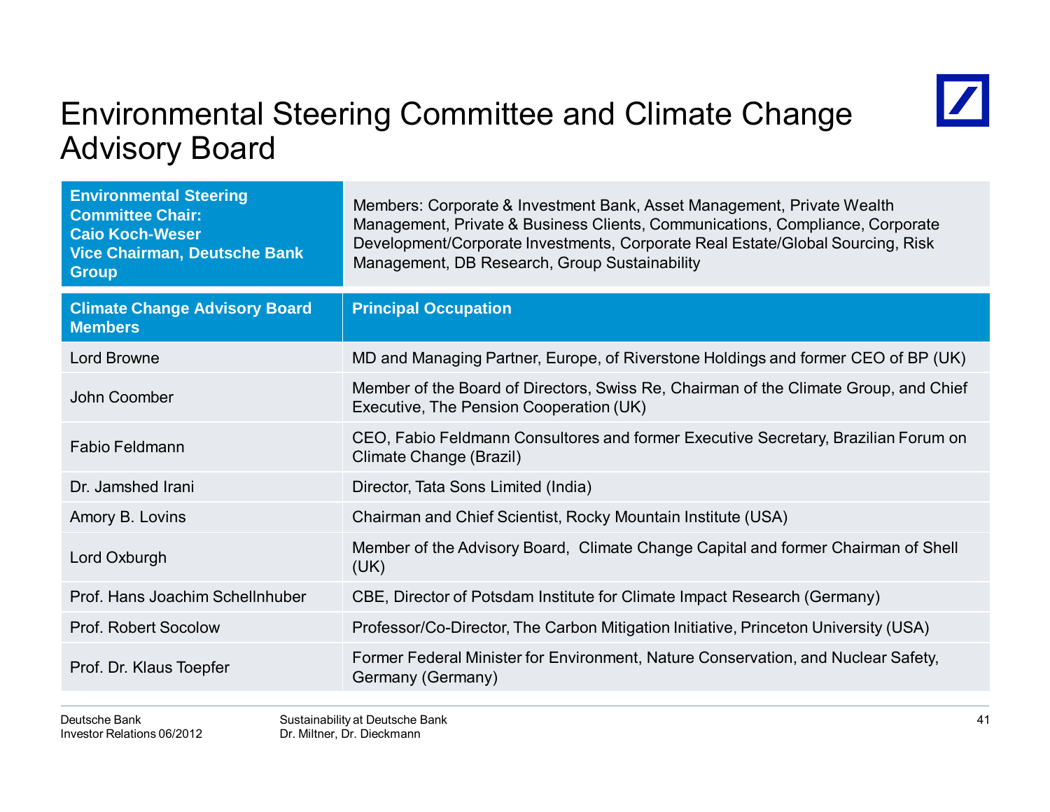# Environmental Steering Committee and Climate Change Advisory Board

| **Environmental Steering Committee Chair: Caio Koch-Weser Vice Chairman, Deutsche Bank Group** | Members: Corporate & Investment Bank, Asset Management, Private Wealth Management, Private & Business Clients, Communications, Compliance, Corporate Development/Corporate Investments, Corporate Real Estate/Global Sourcing, Risk Management, DB Research, Group Sustainability |
|---|---|

| **Climate Change Advisory Board Members** | **Principal Occupation** |
|---|---|
| Lord Browne | MD and Managing Partner, Europe, of Riverstone Holdings and former CEO of BP (UK) |
| John Coomber | Member of the Board of Directors, Swiss Re, Chairman of the Climate Group, and Chief Executive, The Pension Cooperation (UK) |
| Fabio Feldmann | CEO, Fabio Feldmann Consultores and former Executive Secretary, Brazilian Forum on Climate Change (Brazil) |
| Dr. Jamshed Irani | Director, Tata Sons Limited (India) |
| Amory B. Lovins | Chairman and Chief Scientist, Rocky Mountain Institute (USA) |
| Lord Oxburgh | Member of the Advisory Board, Climate Change Capital and former Chairman of Shell (UK) |
| Prof. Hans Joachim Schellnhuber | CBE, Director of Potsdam Institute for Climate Impact Research (Germany) |
| Prof. Robert Socolow | Professor/Co-Director, The Carbon Mitigation Initiative, Princeton University (USA) |
| Prof. Dr. Klaus Toepfer | Former Federal Minister for Environment, Nature Conservation, and Nuclear Safety, Germany (Germany) |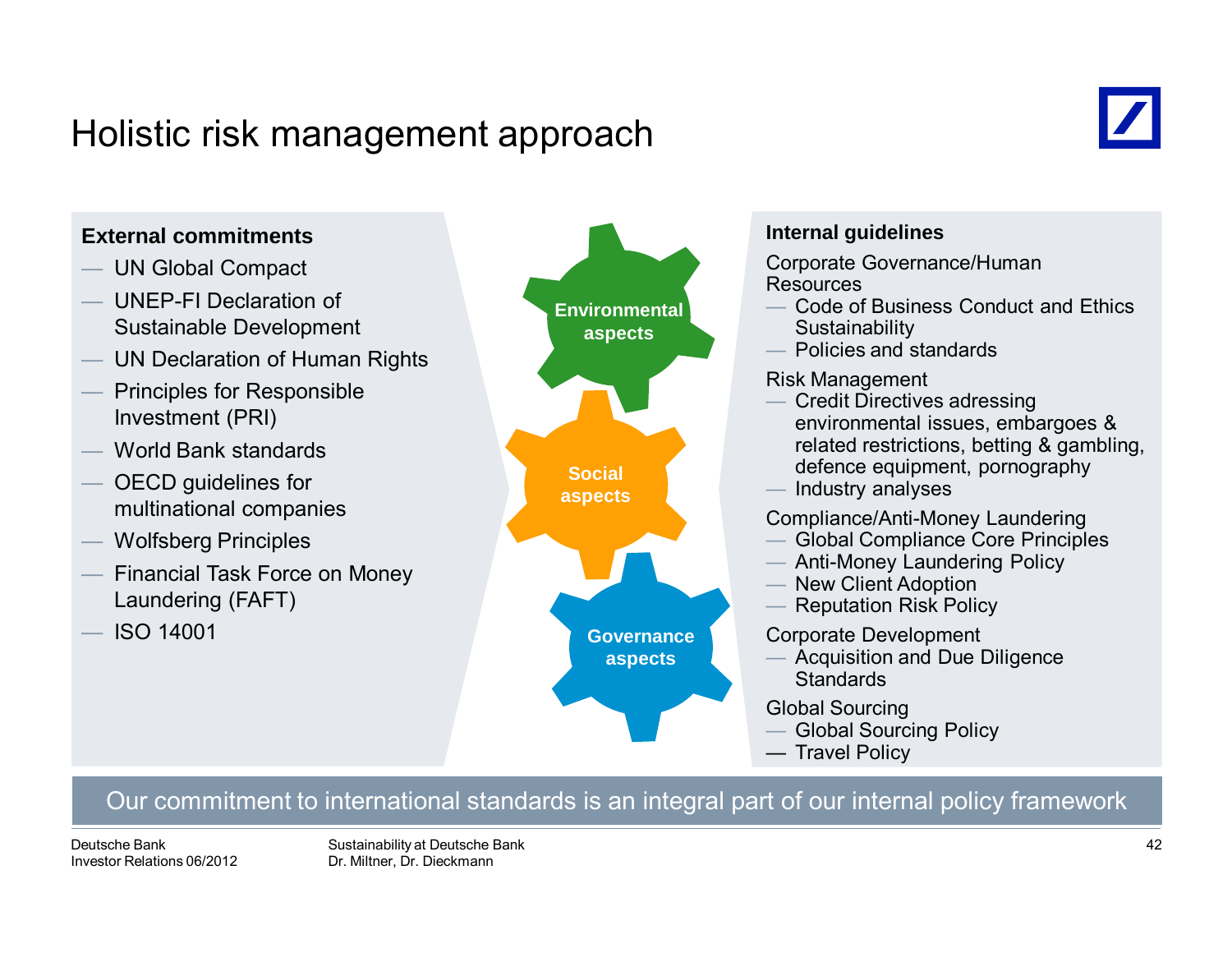# Holistic risk management approach

**External commitments**

- UN Global Compact
- UNEP-FI Declaration of Sustainable Development
- UN Declaration of Human Rights
- Principles for Responsible Investment (PRI)
- World Bank standards
- OECD guidelines for multinational companies
- Wolfsberg Principles
- Financial Task Force on Money Laundering (FAFT)
- ISO 14001

**Environmental aspects**

**Social aspects**

**Governance aspects**

**Internal guidelines**

Corporate Governance/Human Resources

- Code of Business Conduct and Ethics Sustainability
- Policies and standards

Risk Management

- Credit Directives adressing environmental issues, embargoes & related restrictions, betting & gambling, defence equipment, pornography
- Industry analyses

Compliance/Anti-Money Laundering

- Global Compliance Core Principles
- Anti-Money Laundering Policy
- New Client Adoption
- Reputation Risk Policy

Corporate Development

- Acquisition and Due Diligence Standards

Global Sourcing

- Global Sourcing Policy
- Travel Policy

Our commitment to international standards is an integral part of our internal policy framework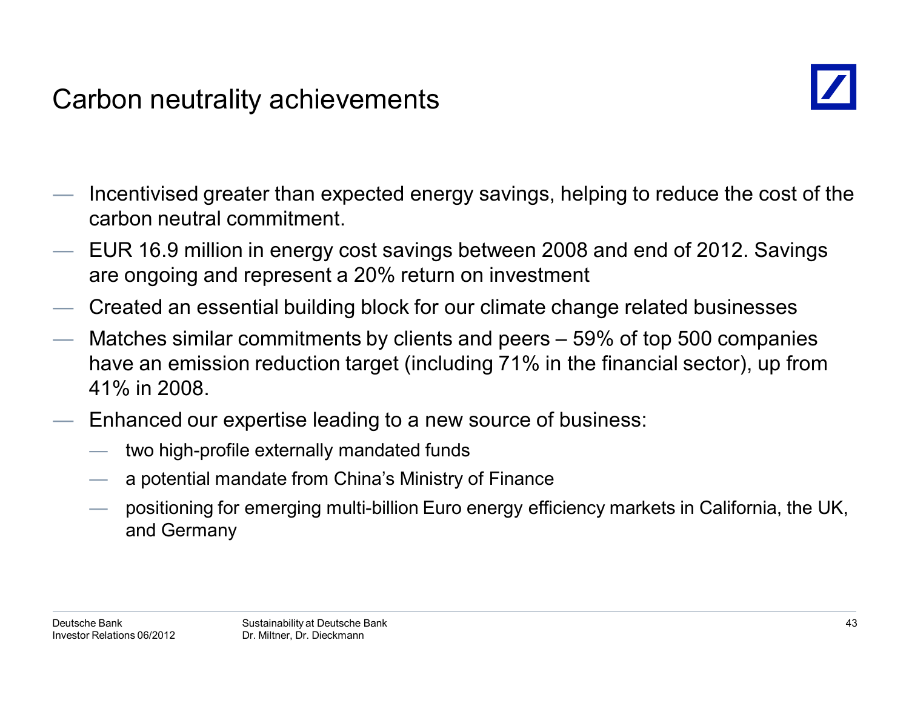# Carbon neutrality achievements

- Incentivised greater than expected energy savings, helping to reduce the cost of the carbon neutral commitment.
- EUR 16.9 million in energy cost savings between 2008 and end of 2012. Savings are ongoing and represent a 20% return on investment
- Created an essential building block for our climate change related businesses
- Matches similar commitments by clients and peers – 59% of top 500 companies have an emission reduction target (including 71% in the financial sector), up from 41% in 2008.
- Enhanced our expertise leading to a new source of business:
  - two high-profile externally mandated funds
  - a potential mandate from China's Ministry of Finance
  - positioning for emerging multi-billion Euro energy efficiency markets in California, the UK, and Germany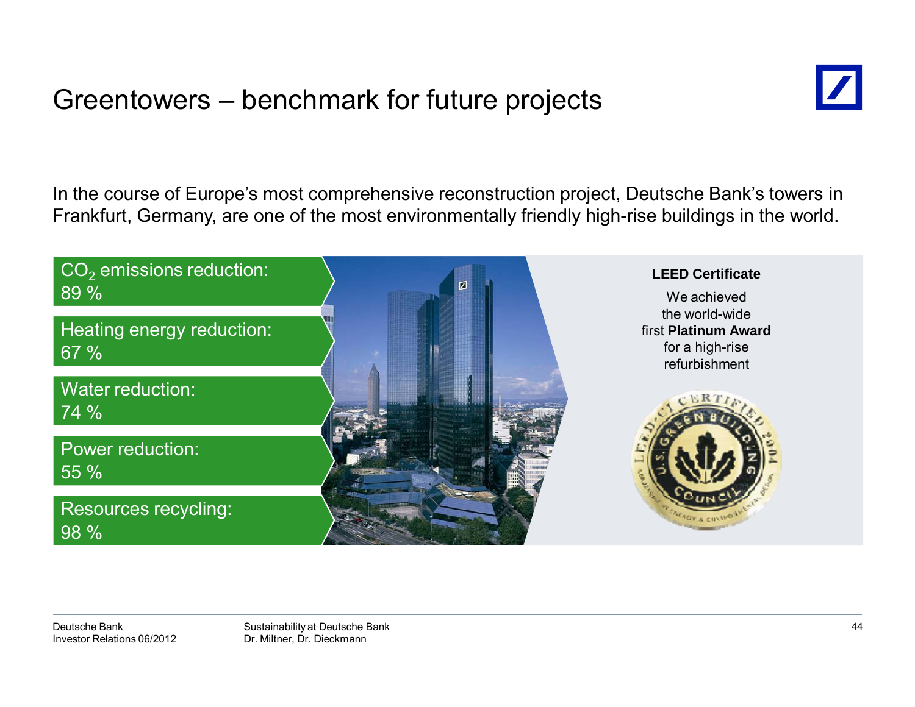# Greentowers – benchmark for future projects

In the course of Europe's most comprehensive reconstruction project, Deutsche Bank's towers in Frankfurt, Germany, are one of the most environmentally friendly high-rise buildings in the world.

$CO_2$ emissions reduction: 89 %

Heating energy reduction: 67 %

Water reduction: 74 %

Power reduction: 55 %

Resources recycling: 98 %

**LEED Certificate**

We achieved the world-wide first **Platinum Award** for a high-rise refurbishment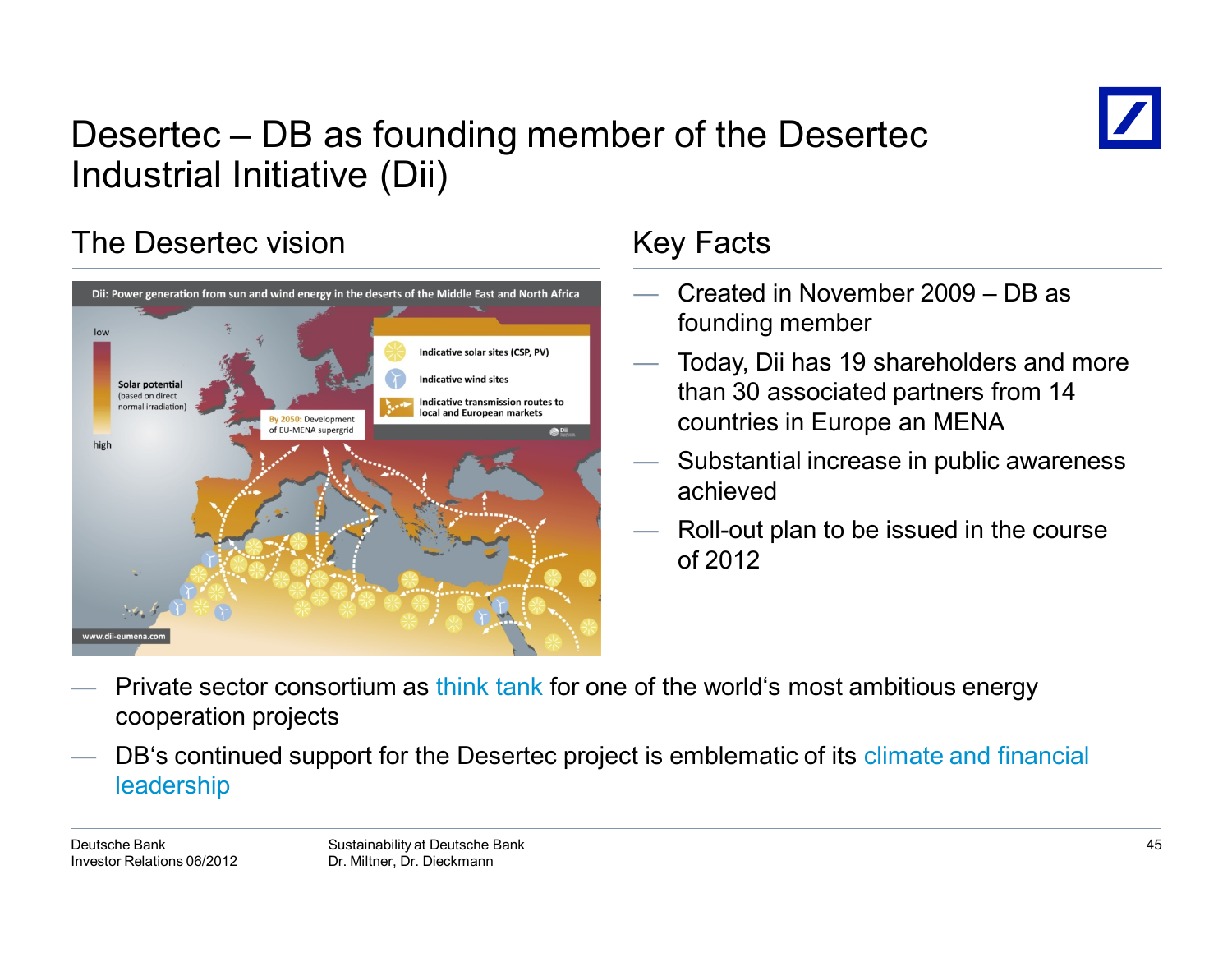# Desertec – DB as founding member of the Desertec Industrial Initiative (Dii)

## The Desertec vision

Dii: Power generation from sun and wind energy in the deserts of the Middle East and North Africa

Solar potential (based on direct normal irradiation): low – high

By 2050: Development of EU-MENA supergrid

- Indicative solar sites (CSP, PV)
- Indicative wind sites
- Indicative transmission routes to local and European markets

www.dii-eumena.com

## Key Facts

- Created in November 2009 – DB as founding member
- Today, Dii has 19 shareholders and more than 30 associated partners from 14 countries in Europe an MENA
- Substantial increase in public awareness achieved
- Roll-out plan to be issued in the course of 2012

---

- Private sector consortium as think tank for one of the world's most ambitious energy cooperation projects
- DB's continued support for the Desertec project is emblematic of its climate and financial leadership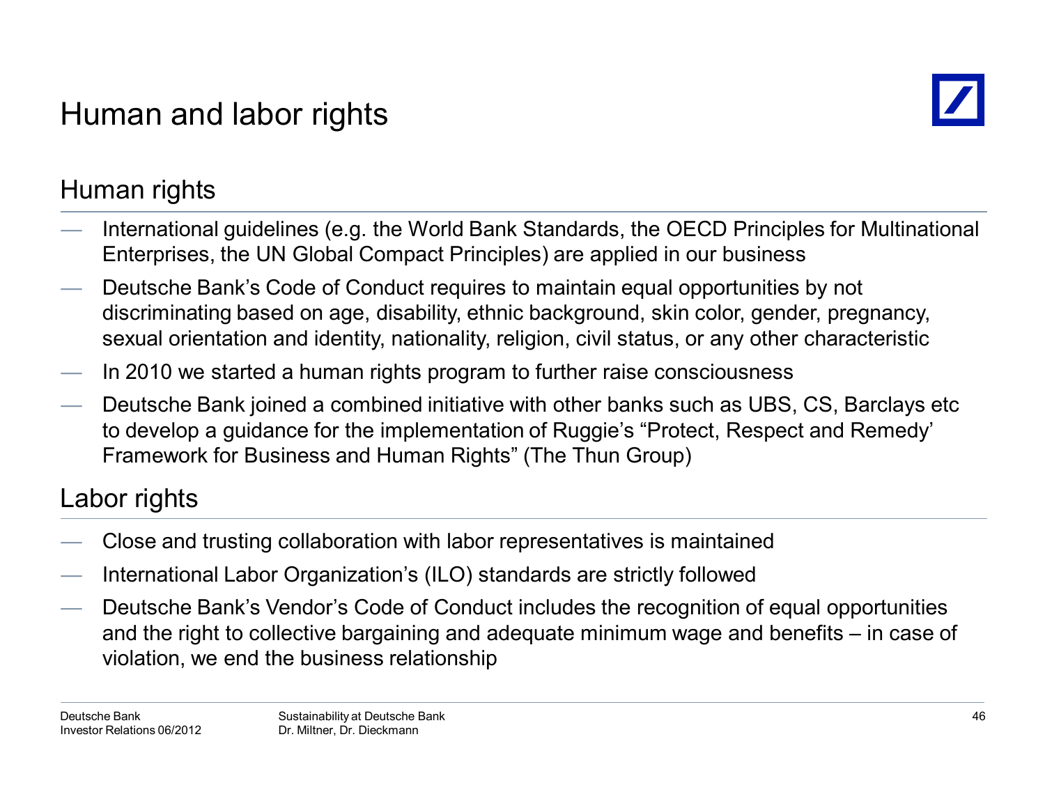# Human and labor rights

## Human rights

- International guidelines (e.g. the World Bank Standards, the OECD Principles for Multinational Enterprises, the UN Global Compact Principles) are applied in our business
- Deutsche Bank's Code of Conduct requires to maintain equal opportunities by not discriminating based on age, disability, ethnic background, skin color, gender, pregnancy, sexual orientation and identity, nationality, religion, civil status, or any other characteristic
- In 2010 we started a human rights program to further raise consciousness
- Deutsche Bank joined a combined initiative with other banks such as UBS, CS, Barclays etc to develop a guidance for the implementation of Ruggie's "Protect, Respect and Remedy' Framework for Business and Human Rights" (The Thun Group)

## Labor rights

- Close and trusting collaboration with labor representatives is maintained
- International Labor Organization's (ILO) standards are strictly followed
- Deutsche Bank's Vendor's Code of Conduct includes the recognition of equal opportunities and the right to collective bargaining and adequate minimum wage and benefits – in case of violation, we end the business relationship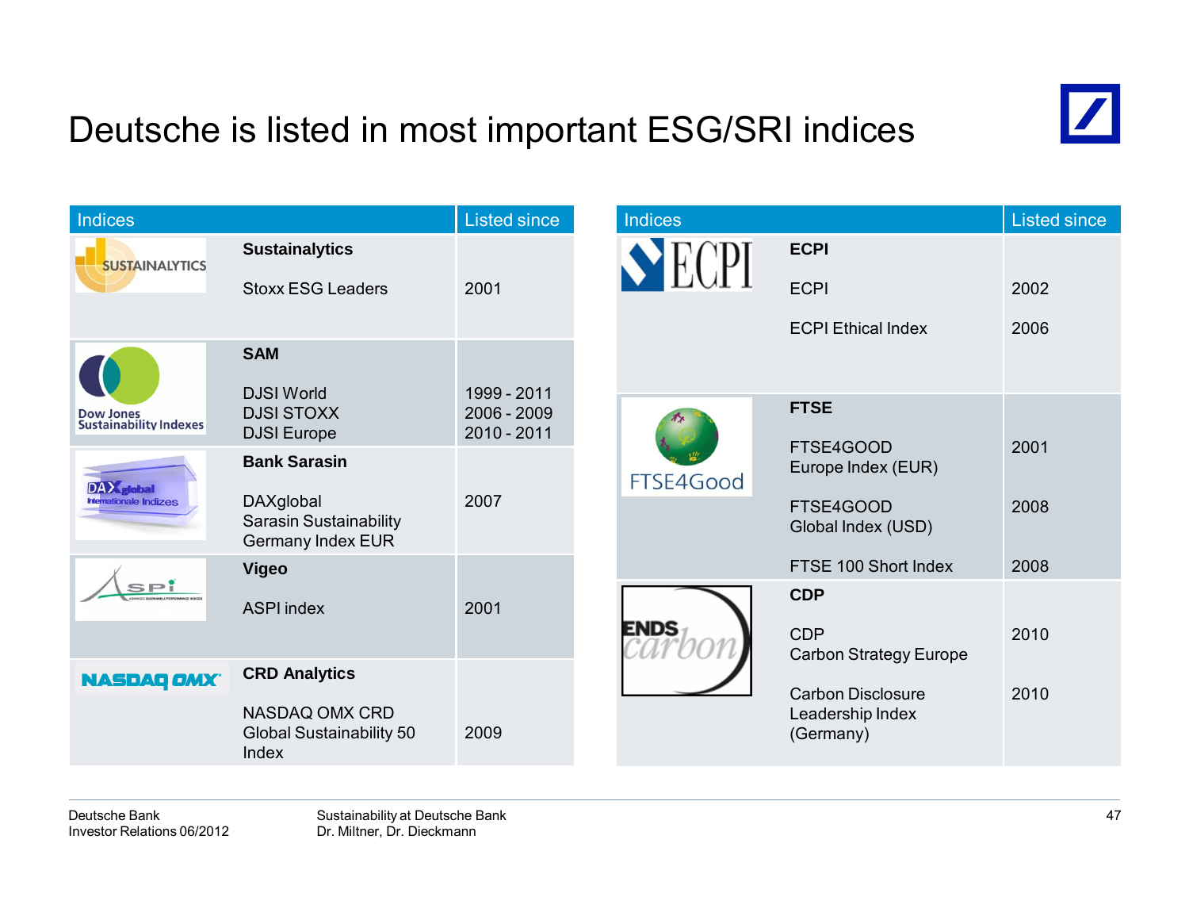# Deutsche is listed in most important ESG/SRI indices

| Indices | | Listed since |
|---|---|---|
| SUSTAINALYTICS | **Sustainalytics** | |
| | Stoxx ESG Leaders | 2001 |
| Dow Jones Sustainability Indexes | **SAM** | |
| | DJSI World | 1999 - 2011 |
| | DJSI STOXX | 2006 - 2009 |
| | DJSI Europe | 2010 - 2011 |
| DAXglobal Internationale Indizes | **Bank Sarasin** | |
| | DAXglobal Sarasin Sustainability Germany Index EUR | 2007 |
| ASPI | **Vigeo** | |
| | ASPI index | 2001 |
| NASDAQ OMX | **CRD Analytics** | |
| | NASDAQ OMX CRD Global Sustainability 50 Index | 2009 |

| Indices | | Listed since |
|---|---|---|
| ECPI | **ECPI** | |
| | ECPI | 2002 |
| | ECPI Ethical Index | 2006 |
| FTSE4Good | **FTSE** | |
| | FTSE4GOOD Europe Index (EUR) | 2001 |
| | FTSE4GOOD Global Index (USD) | 2008 |
| | FTSE 100 Short Index | 2008 |
| ENDS carbon | **CDP** | |
| | CDP Carbon Strategy Europe | 2010 |
| | Carbon Disclosure Leadership Index (Germany) | 2010 |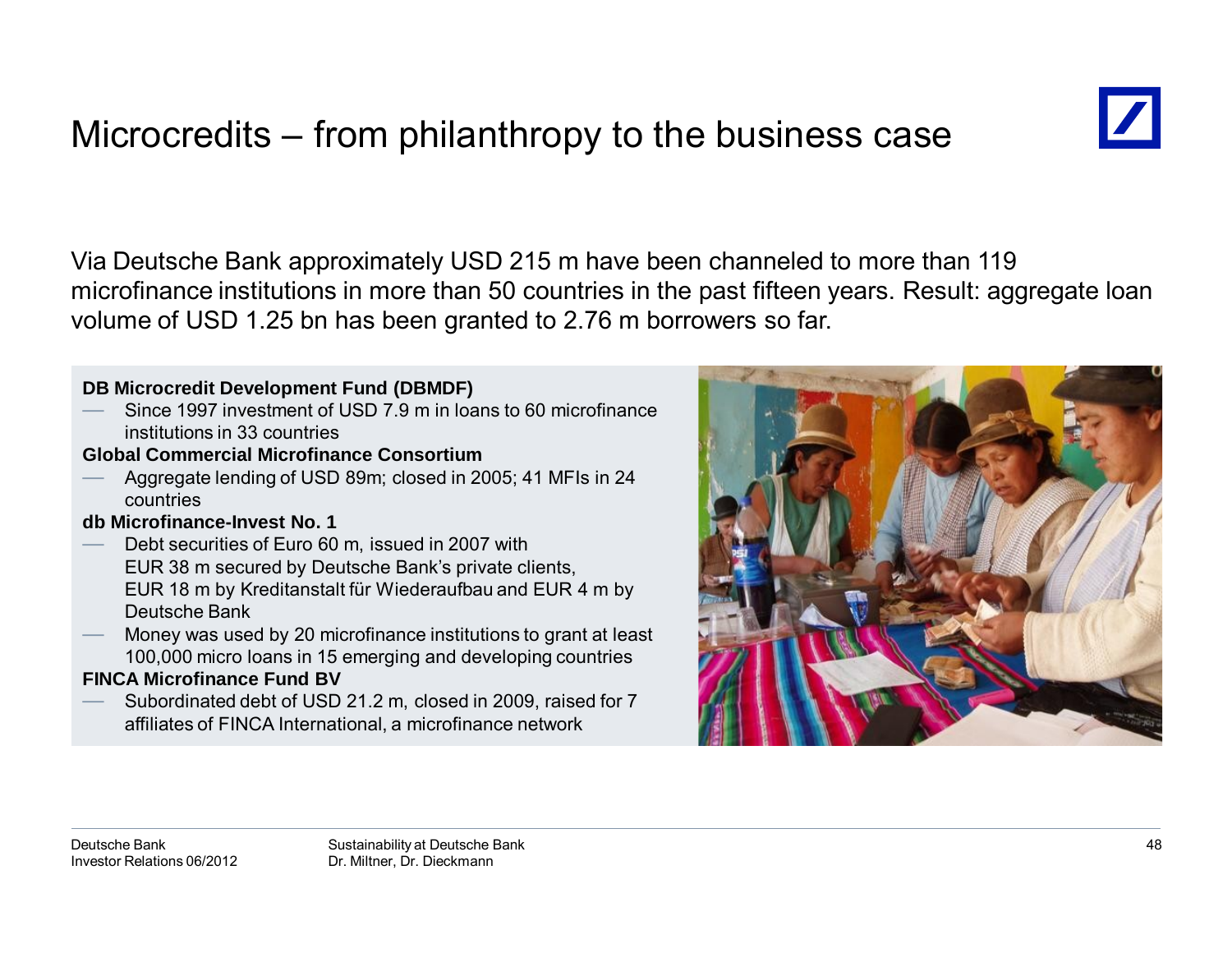# Microcredits – from philanthropy to the business case

Via Deutsche Bank approximately USD 215 m have been channeled to more than 119 microfinance institutions in more than 50 countries in the past fifteen years. Result: aggregate loan volume of USD 1.25 bn has been granted to 2.76 m borrowers so far.

**DB Microcredit Development Fund (DBMDF)**

- Since 1997 investment of USD 7.9 m in loans to 60 microfinance institutions in 33 countries

**Global Commercial Microfinance Consortium**

- Aggregate lending of USD 89m; closed in 2005; 41 MFIs in 24 countries

**db Microfinance-Invest No. 1**

- Debt securities of Euro 60 m, issued in 2007 with EUR 38 m secured by Deutsche Bank's private clients, EUR 18 m by Kreditanstalt für Wiederaufbau and EUR 4 m by Deutsche Bank
- Money was used by 20 microfinance institutions to grant at least 100,000 micro loans in 15 emerging and developing countries

**FINCA Microfinance Fund BV**

- Subordinated debt of USD 21.2 m, closed in 2009, raised for 7 affiliates of FINCA International, a microfinance network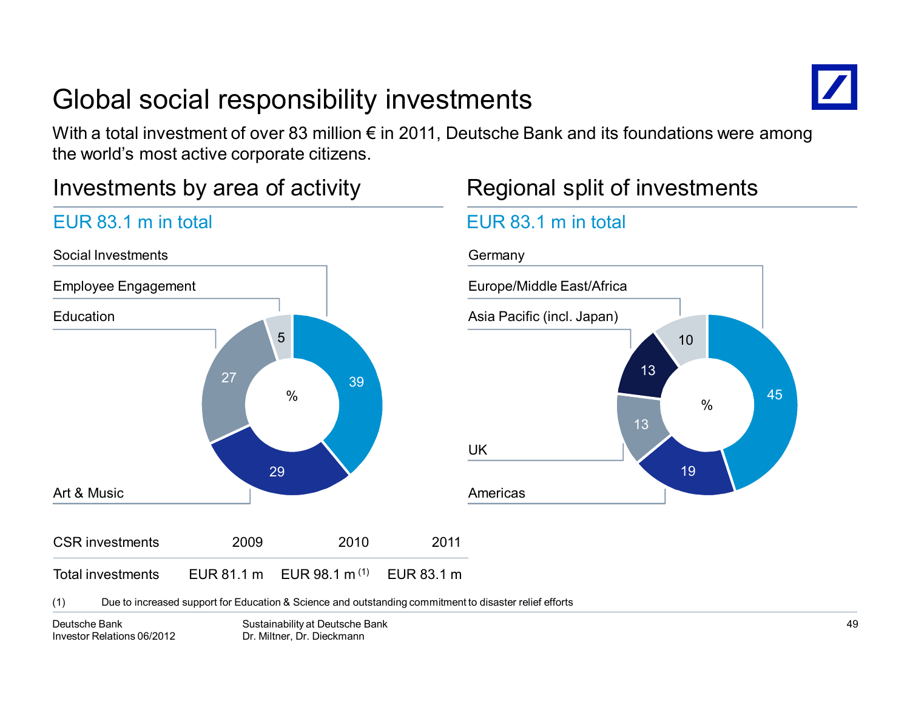# Global social responsibility investments

With a total investment of over 83 million € in 2011, Deutsche Bank and its foundations were among the world's most active corporate citizens.

## Investments by area of activity

EUR 83.1 m in total

| Area | % |
|---|---|
| Social Investments | 39 |
| Art & Music | 29 |
| Education | 27 |
| Employee Engagement | 5 |

## Regional split of investments

EUR 83.1 m in total

| Region | % |
|---|---|
| Germany | 45 |
| Americas | 19 |
| UK | 13 |
| Asia Pacific (incl. Japan) | 13 |
| Europe/Middle East/Africa | 10 |

| CSR investments | 2009 | 2010 | 2011 |
|---|---|---|---|
| Total investments | EUR 81.1 m | EUR 98.1 m [(1)] | EUR 83.1 m |

(1) Due to increased support for Education & Science and outstanding commitment to disaster relief efforts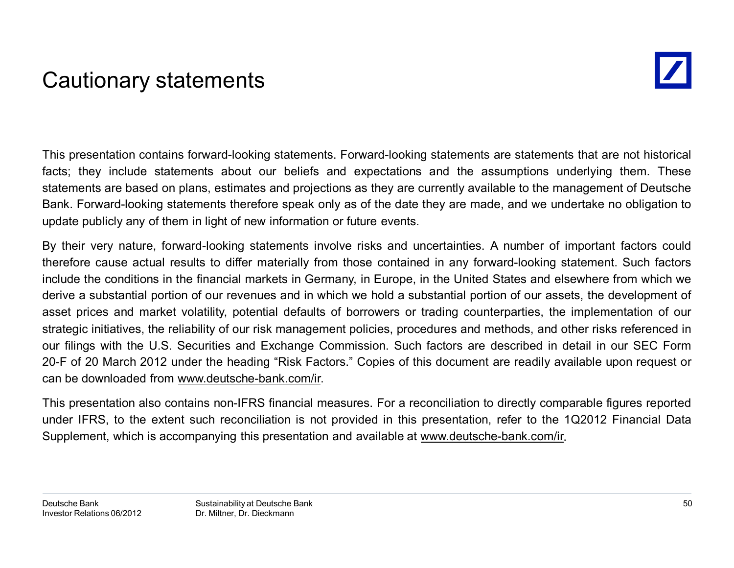# Cautionary statements

This presentation contains forward-looking statements. Forward-looking statements are statements that are not historical facts; they include statements about our beliefs and expectations and the assumptions underlying them. These statements are based on plans, estimates and projections as they are currently available to the management of Deutsche Bank. Forward-looking statements therefore speak only as of the date they are made, and we undertake no obligation to update publicly any of them in light of new information or future events.

By their very nature, forward-looking statements involve risks and uncertainties. A number of important factors could therefore cause actual results to differ materially from those contained in any forward-looking statement. Such factors include the conditions in the financial markets in Germany, in Europe, in the United States and elsewhere from which we derive a substantial portion of our revenues and in which we hold a substantial portion of our assets, the development of asset prices and market volatility, potential defaults of borrowers or trading counterparties, the implementation of our strategic initiatives, the reliability of our risk management policies, procedures and methods, and other risks referenced in our filings with the U.S. Securities and Exchange Commission. Such factors are described in detail in our SEC Form 20-F of 20 March 2012 under the heading "Risk Factors." Copies of this document are readily available upon request or can be downloaded from www.deutsche-bank.com/ir.

This presentation also contains non-IFRS financial measures. For a reconciliation to directly comparable figures reported under IFRS, to the extent such reconciliation is not provided in this presentation, refer to the 1Q2012 Financial Data Supplement, which is accompanying this presentation and available at www.deutsche-bank.com/ir.